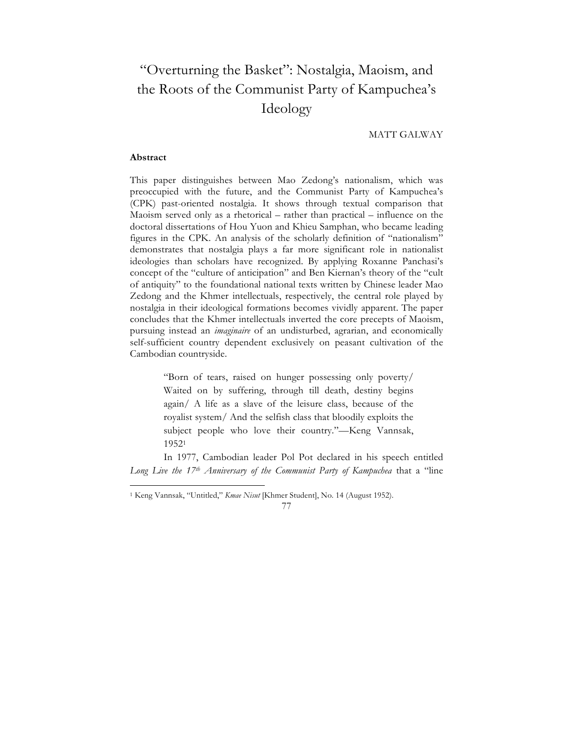# "Overturning the Basket": Nostalgia, Maoism, and the Roots of the Communist Party of Kampuchea's Ideology

MATT GALWAY

### Abstract

This paper distinguishes between Mao Zedong's nationalism, which was preoccupied with the future, and the Communist Party of Kampuchea's (CPK) past-oriented nostalgia. It shows through textual comparison that Maoism served only as a rhetorical – rather than practical – influence on the doctoral dissertations of Hou Yuon and Khieu Samphan, who became leading figures in the CPK. An analysis of the scholarly definition of "nationalism" demonstrates that nostalgia plays a far more significant role in nationalist ideologies than scholars have recognized. By applying Roxanne Panchasi's concept of the "culture of anticipation" and Ben Kiernan's theory of the "cult of antiquity" to the foundational national texts written by Chinese leader Mao Zedong and the Khmer intellectuals, respectively, the central role played by nostalgia in their ideological formations becomes vividly apparent. The paper concludes that the Khmer intellectuals inverted the core precepts of Maoism, pursuing instead an *imaginaire* of an undisturbed, agrarian, and economically self-sufficient country dependent exclusively on peasant cultivation of the Cambodian countryside.

> "Born of tears, raised on hunger possessing only poverty/ Waited on by suffering, through till death, destiny begins again/ A life as a slave of the leisure class, because of the royalist system/ And the selfish class that bloodily exploits the subject people who love their country."—Keng Vannsak, 1952[1]

In 1977, Cambodian leader Pol Pot declared in his speech entitled *Long Live the 17th Anniversary of the Communist Party of Kampuchea* that a "line

[1] Keng Vannsak, "Untitled," *Kmae Nisut* [Khmer Student], No. 14 (August 1952).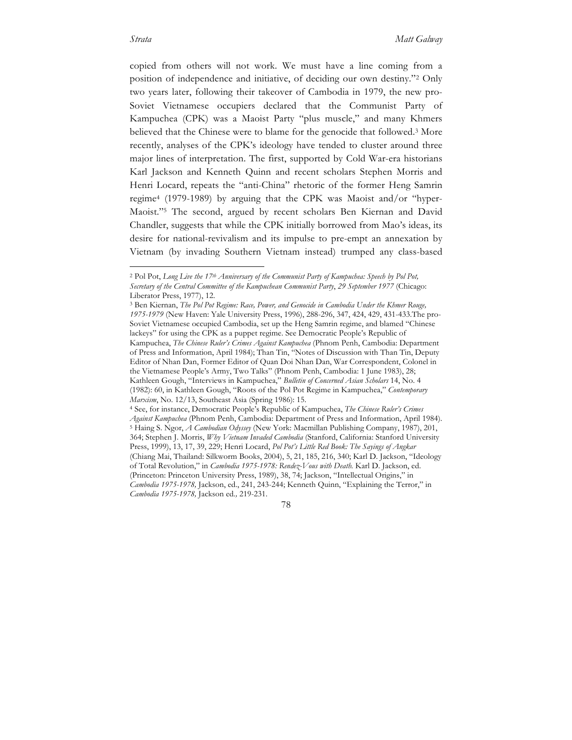copied from others will not work. We must have a line coming from a position of independence and initiative, of deciding our own destiny."[2] Only two years later, following their takeover of Cambodia in 1979, the new pro-Soviet Vietnamese occupiers declared that the Communist Party of Kampuchea (CPK) was a Maoist Party "plus muscle," and many Khmers believed that the Chinese were to blame for the genocide that followed.[3] More recently, analyses of the CPK's ideology have tended to cluster around three major lines of interpretation. The first, supported by Cold War-era historians Karl Jackson and Kenneth Quinn and recent scholars Stephen Morris and Henri Locard, repeats the "anti-China" rhetoric of the former Heng Samrin regime[4] (1979-1989) by arguing that the CPK was Maoist and/or "hyper-Maoist."[5] The second, argued by recent scholars Ben Kiernan and David Chandler, suggests that while the CPK initially borrowed from Mao's ideas, its desire for national-revivalism and its impulse to pre-empt an annexation by Vietnam (by invading Southern Vietnam instead) trumped any class-based

---

[2] Pol Pot, *Long Live the 17th Anniversary of the Communist Party of Kampuchea: Speech by Pol Pot, Secretary of the Central Committee of the Kampuchean Communist Party*, *29 September 1977* (Chicago: Liberator Press, 1977), 12.

[3] Ben Kiernan, *The Pol Pot Regime: Race, Power, and Genocide in Cambodia Under the Khmer Rouge, 1975-1979* (New Haven: Yale University Press, 1996), 288-296, 347, 424, 429, 431-433.The pro-Soviet Vietnamese occupied Cambodia, set up the Heng Samrin regime, and blamed "Chinese lackeys" for using the CPK as a puppet regime. See Democratic People's Republic of Kampuchea, *The Chinese Ruler's Crimes Against Kampuchea* (Phnom Penh, Cambodia: Department of Press and Information, April 1984); Than Tin, "Notes of Discussion with Than Tin, Deputy Editor of Nhan Dan, Former Editor of Quan Doi Nhan Dan, War Correspondent, Colonel in the Vietnamese People's Army, Two Talks" (Phnom Penh, Cambodia: 1 June 1983), 28; Kathleen Gough, "Interviews in Kampuchea," *Bulletin of Concerned Asian Scholars* 14, No. 4 (1982): 60, in Kathleen Gough, "Roots of the Pol Pot Regime in Kampuchea," *Contemporary Marxism*, No. 12/13, Southeast Asia (Spring 1986): 15.

[4] See, for instance, Democratic People's Republic of Kampuchea, *The Chinese Ruler's Crimes Against Kampuchea* (Phnom Penh, Cambodia: Department of Press and Information, April 1984).

[5] Haing S. Ngor, *A Cambodian Odyssey* (New York: Macmillan Publishing Company, 1987), 201, 364; Stephen J. Morris, *Why Vietnam Invaded Cambodia* (Stanford, California: Stanford University Press, 1999), 13, 17, 39, 229; Henri Locard, *Pol Pot's Little Red Book: The Sayings of Angkar* (Chiang Mai, Thailand: Silkworm Books, 2004), 5, 21, 185, 216, 340; Karl D. Jackson, "Ideology of Total Revolution," in *Cambodia 1975-1978: Rendez-Vous with Death.* Karl D. Jackson, ed. (Princeton: Princeton University Press, 1989), 38, 74; Jackson, "Intellectual Origins," in *Cambodia 1975-1978,* Jackson, ed., 241, 243-244; Kenneth Quinn, "Explaining the Terror," in *Cambodia 1975-1978,* Jackson ed.*,* 219-231.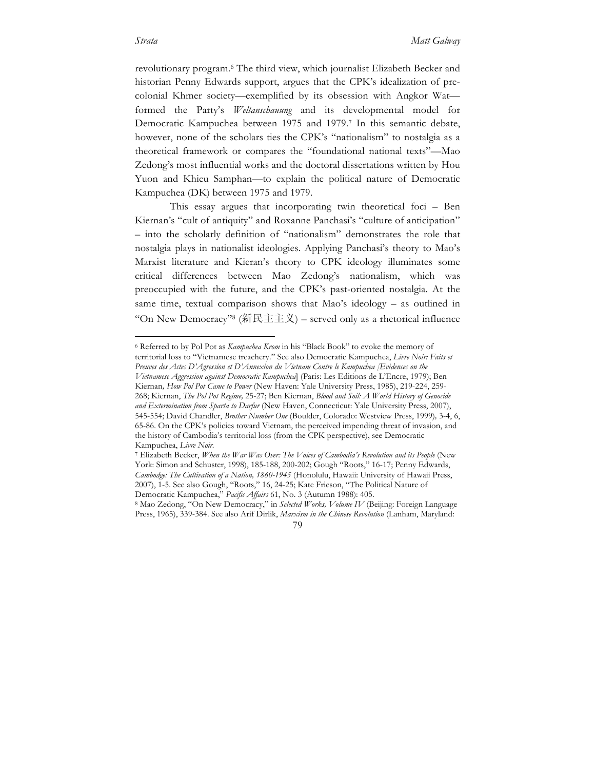revolutionary program.[6] The third view, which journalist Elizabeth Becker and historian Penny Edwards support, argues that the CPK's idealization of pre-colonial Khmer society—exemplified by its obsession with Angkor Wat—formed the Party's *Weltanschauung* and its developmental model for Democratic Kampuchea between 1975 and 1979.[7] In this semantic debate, however, none of the scholars ties the CPK's "nationalism" to nostalgia as a theoretical framework or compares the "foundational national texts"—Mao Zedong's most influential works and the doctoral dissertations written by Hou Yuon and Khieu Samphan—to explain the political nature of Democratic Kampuchea (DK) between 1975 and 1979.

This essay argues that incorporating twin theoretical foci – Ben Kiernan's "cult of antiquity" and Roxanne Panchasi's "culture of anticipation" – into the scholarly definition of "nationalism" demonstrates the role that nostalgia plays in nationalist ideologies. Applying Panchasi's theory to Mao's Marxist literature and Kieran's theory to CPK ideology illuminates some critical differences between Mao Zedong's nationalism, which was preoccupied with the future, and the CPK's past-oriented nostalgia. At the same time, textual comparison shows that Mao's ideology – as outlined in "On New Democracy"[8] (新民主主义) – served only as a rhetorical influence

---

[6] Referred to by Pol Pot as *Kampuchea Krom* in his "Black Book" to evoke the memory of territorial loss to "Vietnamese treachery." See also Democratic Kampuchea, *Livre Noir: Faits et Preuves des Actes D'Agression et D'Annexion du Vietnam Contre le Kampuchea [Evidences on the Vietnamese Aggression against Democratic Kampuchea]* (Paris: Les Editions de L'Encre, 1979); Ben Kiernan, *How Pol Pot Came to Power* (New Haven: Yale University Press, 1985), 219-224, 259-268; Kiernan, *The Pol Pot Regime,* 25-27; Ben Kiernan, *Blood and Soil: A World History of Genocide and Extermination from Sparta to Darfur* (New Haven, Connecticut: Yale University Press, 2007), 545-554; David Chandler, *Brother Number One* (Boulder, Colorado: Westview Press, 1999), 3-4, 6, 65-86. On the CPK's policies toward Vietnam, the perceived impending threat of invasion, and the history of Cambodia's territorial loss (from the CPK perspective), see Democratic Kampuchea, *Livre Noir.*

[7] Elizabeth Becker, *When the War Was Over: The Voices of Cambodia's Revolution and its People* (New York: Simon and Schuster, 1998), 185-188, 200-202; Gough "Roots," 16-17; Penny Edwards, *Cambodge: The Cultivation of a Nation, 1860-1945* (Honolulu, Hawaii: University of Hawaii Press, 2007), 1-5. See also Gough, "Roots," 16, 24-25; Kate Frieson, "The Political Nature of Democratic Kampuchea," *Pacific Affairs* 61, No. 3 (Autumn 1988): 405.

[8] Mao Zedong, "On New Democracy," in *Selected Works, Volume IV* (Beijing: Foreign Language Press, 1965), 339-384. See also Arif Dirlik, *Marxism in the Chinese Revolution* (Lanham, Maryland: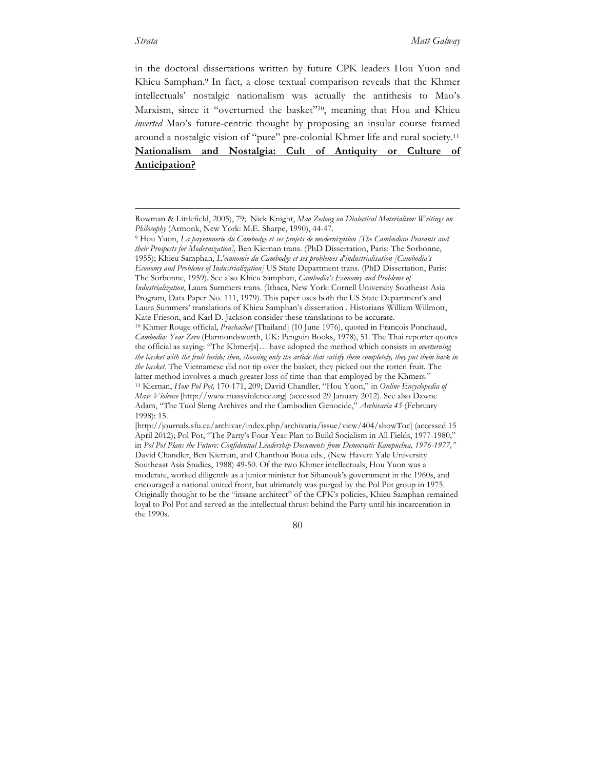in the doctoral dissertations written by future CPK leaders Hou Yuon and Khieu Samphan.[9] In fact, a close textual comparison reveals that the Khmer intellectuals' nostalgic nationalism was actually the antithesis to Mao's Marxism, since it "overturned the basket"[10], meaning that Hou and Khieu *inverted* Mao's future-centric thought by proposing an insular course framed around a nostalgic vision of "pure" pre-colonial Khmer life and rural society.[11]

## **Nationalism and Nostalgia: Cult of Antiquity or Culture of Anticipation?**

---

Rowman & Littlefield, 2005), 79; Nick Knight, *Mao Zedong on Dialectical Materialism: Writings on Philosophy* (Armonk, New York: M.E. Sharpe, 1990), 44-47.

[9] Hou Yuon, *La paysannerie du Cambodge et ses projets de modernization [The Cambodian Peasants and their Prospects for Modernization],* Ben Kiernan trans. (PhD Dissertation, Paris: The Sorbonne, 1955); Khieu Samphan, *L'economie du Cambodge et ses problemes d'industrialisation [Cambodia's Economy and Problems of Industrialization]* US State Department trans. (PhD Dissertation, Paris: The Sorbonne, 1959). See also Khieu Samphan, *Cambodia's Economy and Problems of Industrialization*, Laura Summers trans. (Ithaca, New York: Cornell University Southeast Asia Program, Data Paper No. 111, 1979). This paper uses both the US State Department's and Laura Summers' translations of Khieu Samphan's dissertation . Historians William Willmott, Kate Frieson, and Karl D. Jackson consider these translations to be accurate.

[10] Khmer Rouge official, *Prachachat* [Thailand] (10 June 1976), quoted in Francois Ponchaud, *Cambodia: Year Zero* (Harmondsworth, UK: Penguin Books, 1978), 51. The Thai reporter quotes the official as saying: "The Khmer[s]… have adopted the method which consists in *overturning the basket with the fruit inside; then, choosing only the article that satisfy them completely, they put them back in the basket.* The Vietnamese did not tip over the basket, they picked out the rotten fruit. The latter method involves a much greater loss of time than that employed by the Khmers."

[11] Kiernan, *How Pol Pot,* 170-171, 209; David Chandler, "Hou Yuon," in *Online Encyclopedia of Mass Violence* [http://www.massviolence.org] (accessed 29 January 2012). See also Dawne Adam, "The Tuol Sleng Archives and the Cambodian Genocide," *Archivaria 45* (February 1998): 15. [http://journals.sfu.ca/archivar/index.php/archivaria/issue/view/404/showToc] (accessed 15 April 2012); Pol Pot, "The Party's Four-Year Plan to Build Socialism in All Fields, 1977-1980," in *Pol Pot Plans the Future: Confidential Leadership Documents from Democratic Kampuchea, 1976-1977,"* David Chandler, Ben Kiernan, and Chanthou Boua eds., (New Haven: Yale University Southeast Asia Studies, 1988) 49-50. Of the two Khmer intellectuals, Hou Yuon was a moderate, worked diligently as a junior minister for Sihanouk's government in the 1960s, and encouraged a national united front, but ultimately was purged by the Pol Pot group in 1975. Originally thought to be the "insane architect" of the CPK's policies, Khieu Samphan remained loyal to Pol Pot and served as the intellectual thrust behind the Party until his incarceration in the 1990s.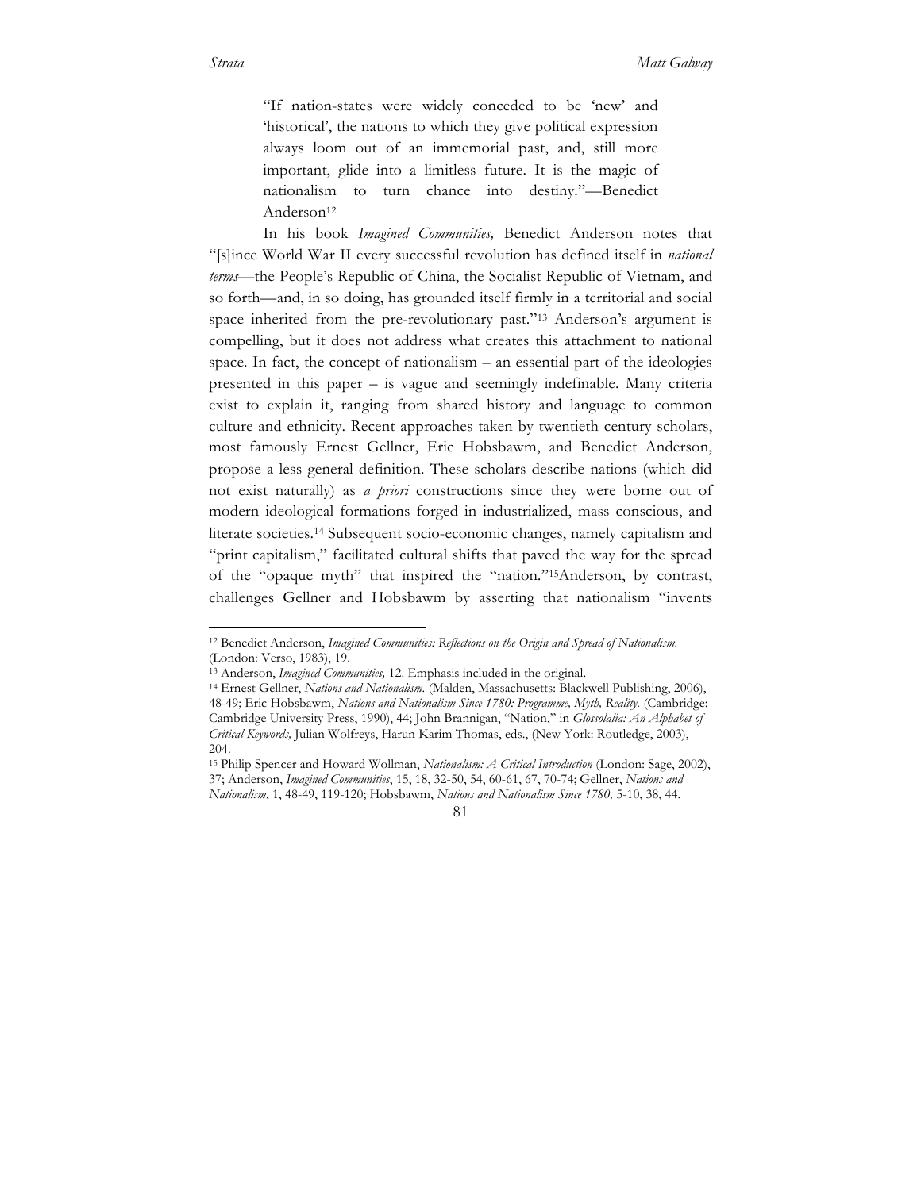> "If nation-states were widely conceded to be 'new' and 'historical', the nations to which they give political expression always loom out of an immemorial past, and, still more important, glide into a limitless future. It is the magic of nationalism to turn chance into destiny."—Benedict Anderson[12]

In his book *Imagined Communities,* Benedict Anderson notes that "[s]ince World War II every successful revolution has defined itself in *national terms*—the People's Republic of China, the Socialist Republic of Vietnam, and so forth—and, in so doing, has grounded itself firmly in a territorial and social space inherited from the pre-revolutionary past."[13] Anderson's argument is compelling, but it does not address what creates this attachment to national space. In fact, the concept of nationalism – an essential part of the ideologies presented in this paper – is vague and seemingly indefinable. Many criteria exist to explain it, ranging from shared history and language to common culture and ethnicity. Recent approaches taken by twentieth century scholars, most famously Ernest Gellner, Eric Hobsbawm, and Benedict Anderson, propose a less general definition. These scholars describe nations (which did not exist naturally) as *a priori* constructions since they were borne out of modern ideological formations forged in industrialized, mass conscious, and literate societies.[14] Subsequent socio-economic changes, namely capitalism and "print capitalism," facilitated cultural shifts that paved the way for the spread of the "opaque myth" that inspired the "nation."[15]Anderson, by contrast, challenges Gellner and Hobsbawm by asserting that nationalism "invents

---

[12] Benedict Anderson, *Imagined Communities: Reflections on the Origin and Spread of Nationalism.* (London: Verso, 1983), 19.

[13] Anderson, *Imagined Communities,* 12. Emphasis included in the original.

[14] Ernest Gellner, *Nations and Nationalism.* (Malden, Massachusetts: Blackwell Publishing, 2006), 48-49; Eric Hobsbawm, *Nations and Nationalism Since 1780: Programme, Myth, Reality.* (Cambridge: Cambridge University Press, 1990), 44; John Brannigan, "Nation," in *Glossolalia: An Alphabet of Critical Keywords,* Julian Wolfreys, Harun Karim Thomas, eds., (New York: Routledge, 2003), 204.

[15] Philip Spencer and Howard Wollman, *Nationalism: A Critical Introduction* (London: Sage, 2002), 37; Anderson, *Imagined Communities*, 15, 18, 32-50, 54, 60-61, 67, 70-74; Gellner, *Nations and Nationalism*, 1, 48-49, 119-120; Hobsbawm, *Nations and Nationalism Since 1780,* 5-10, 38, 44.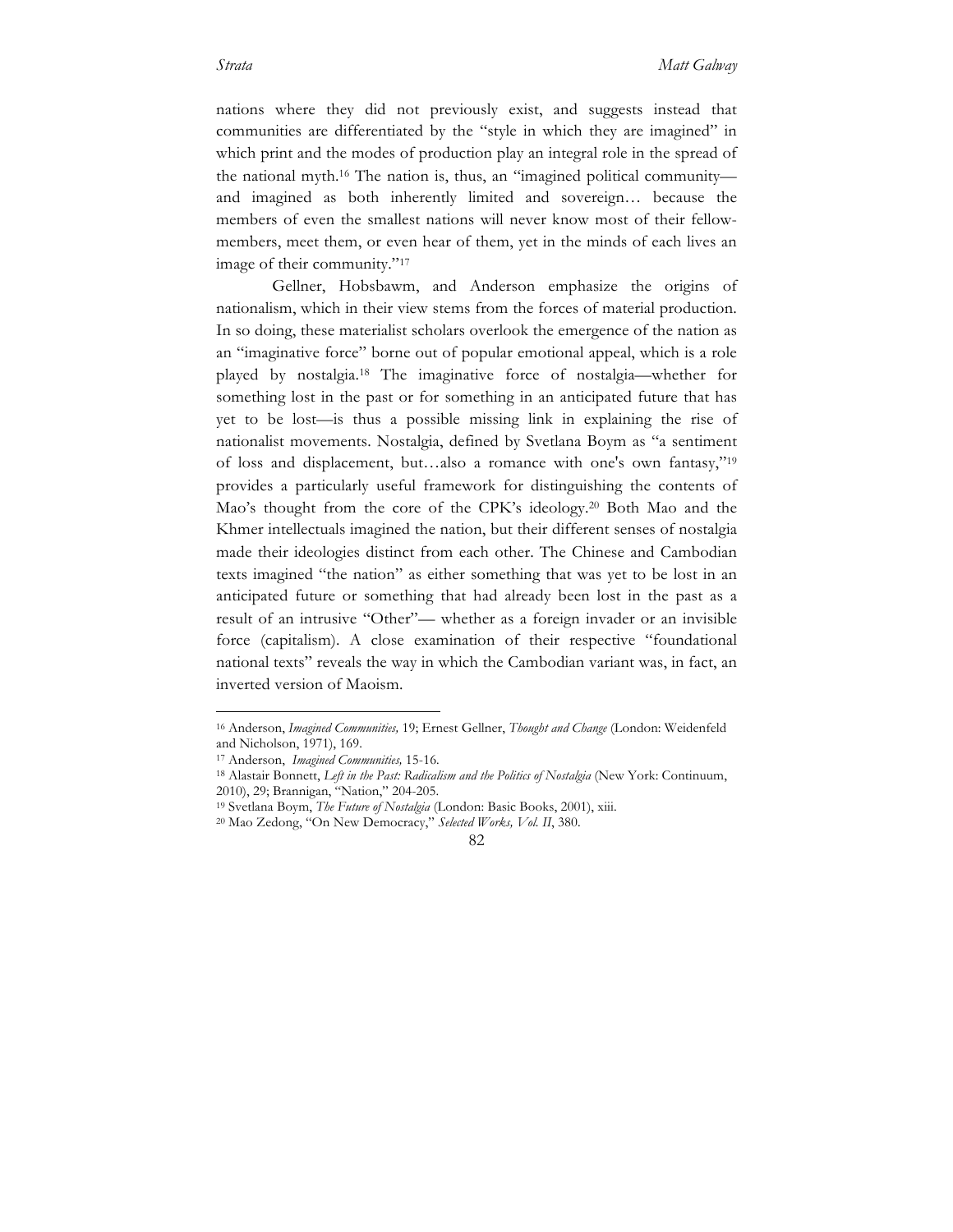nations where they did not previously exist, and suggests instead that communities are differentiated by the "style in which they are imagined" in which print and the modes of production play an integral role in the spread of the national myth.[16] The nation is, thus, an "imagined political community—and imagined as both inherently limited and sovereign… because the members of even the smallest nations will never know most of their fellow-members, meet them, or even hear of them, yet in the minds of each lives an image of their community."[17]

Gellner, Hobsbawm, and Anderson emphasize the origins of nationalism, which in their view stems from the forces of material production. In so doing, these materialist scholars overlook the emergence of the nation as an "imaginative force" borne out of popular emotional appeal, which is a role played by nostalgia.[18] The imaginative force of nostalgia—whether for something lost in the past or for something in an anticipated future that has yet to be lost—is thus a possible missing link in explaining the rise of nationalist movements. Nostalgia, defined by Svetlana Boym as "a sentiment of loss and displacement, but…also a romance with one's own fantasy,"[19] provides a particularly useful framework for distinguishing the contents of Mao's thought from the core of the CPK's ideology.[20] Both Mao and the Khmer intellectuals imagined the nation, but their different senses of nostalgia made their ideologies distinct from each other. The Chinese and Cambodian texts imagined "the nation" as either something that was yet to be lost in an anticipated future or something that had already been lost in the past as a result of an intrusive "Other"— whether as a foreign invader or an invisible force (capitalism). A close examination of their respective "foundational national texts" reveals the way in which the Cambodian variant was, in fact, an inverted version of Maoism.

---

[16] Anderson, *Imagined Communities,* 19; Ernest Gellner, *Thought and Change* (London: Weidenfeld and Nicholson, 1971), 169.

[17] Anderson, *Imagined Communities,* 15-16.

[18] Alastair Bonnett, *Left in the Past: Radicalism and the Politics of Nostalgia* (New York: Continuum, 2010), 29; Brannigan, "Nation," 204-205.

[19] Svetlana Boym, *The Future of Nostalgia* (London: Basic Books, 2001), xiii.

[20] Mao Zedong, "On New Democracy," *Selected Works, Vol. II*, 380.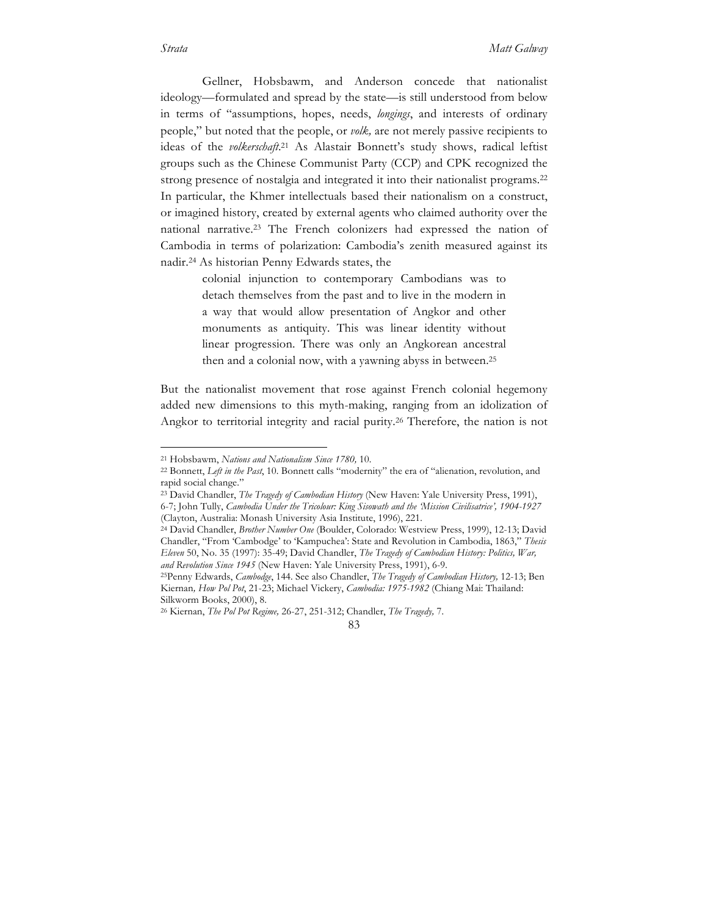Gellner, Hobsbawm, and Anderson concede that nationalist ideology—formulated and spread by the state—is still understood from below in terms of "assumptions, hopes, needs, *longings*, and interests of ordinary people," but noted that the people, or *volk,* are not merely passive recipients to ideas of the *volkerschaft*.[21] As Alastair Bonnett's study shows, radical leftist groups such as the Chinese Communist Party (CCP) and CPK recognized the strong presence of nostalgia and integrated it into their nationalist programs.[22] In particular, the Khmer intellectuals based their nationalism on a construct, or imagined history, created by external agents who claimed authority over the national narrative.[23] The French colonizers had expressed the nation of Cambodia in terms of polarization: Cambodia's zenith measured against its nadir.[24] As historian Penny Edwards states, the

> colonial injunction to contemporary Cambodians was to detach themselves from the past and to live in the modern in a way that would allow presentation of Angkor and other monuments as antiquity. This was linear identity without linear progression. There was only an Angkorean ancestral then and a colonial now, with a yawning abyss in between.[25]

But the nationalist movement that rose against French colonial hegemony added new dimensions to this myth-making, ranging from an idolization of Angkor to territorial integrity and racial purity.[26] Therefore, the nation is not

---

[21] Hobsbawm, *Nations and Nationalism Since 1780,* 10.

[22] Bonnett, *Left in the Past*, 10. Bonnett calls "modernity" the era of "alienation, revolution, and rapid social change."

[23] David Chandler, *The Tragedy of Cambodian History* (New Haven: Yale University Press, 1991), 6-7; John Tully, *Cambodia Under the Tricolour: King Sisowath and the 'Mission Civilisatrice', 1904-1927* (Clayton, Australia: Monash University Asia Institute, 1996), 221.

[24] David Chandler, *Brother Number One* (Boulder, Colorado: Westview Press, 1999), 12-13; David Chandler, "From 'Cambodge' to 'Kampuchea': State and Revolution in Cambodia, 1863," *Thesis Eleven* 50, No. 35 (1997): 35-49; David Chandler, *The Tragedy of Cambodian History: Politics, War, and Revolution Since 1945* (New Haven: Yale University Press, 1991), 6-9.

[25] Penny Edwards, *Cambodge*, 144. See also Chandler, *The Tragedy of Cambodian History,* 12-13; Ben Kiernan*, How Pol Pot*, 21-23; Michael Vickery, *Cambodia: 1975-1982* (Chiang Mai: Thailand: Silkworm Books, 2000), 8.

[26] Kiernan, *The Pol Pot Regime,* 26-27, 251-312; Chandler, *The Tragedy,* 7.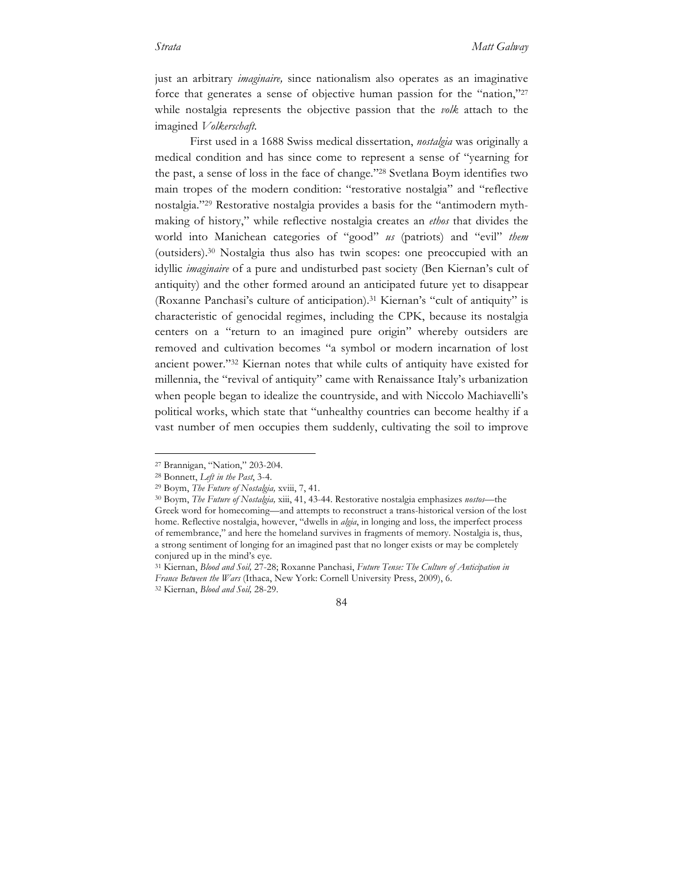just an arbitrary *imaginaire,* since nationalism also operates as an imaginative force that generates a sense of objective human passion for the "nation,"[27] while nostalgia represents the objective passion that the *volk* attach to the imagined *Volkerschaft*.

First used in a 1688 Swiss medical dissertation, *nostalgia* was originally a medical condition and has since come to represent a sense of "yearning for the past, a sense of loss in the face of change."[28] Svetlana Boym identifies two main tropes of the modern condition: "restorative nostalgia" and "reflective nostalgia."[29] Restorative nostalgia provides a basis for the "antimodern myth-making of history," while reflective nostalgia creates an *ethos* that divides the world into Manichean categories of "good" *us* (patriots) and "evil" *them* (outsiders).[30] Nostalgia thus also has twin scopes: one preoccupied with an idyllic *imaginaire* of a pure and undisturbed past society (Ben Kiernan's cult of antiquity) and the other formed around an anticipated future yet to disappear (Roxanne Panchasi's culture of anticipation).[31] Kiernan's "cult of antiquity" is characteristic of genocidal regimes, including the CPK, because its nostalgia centers on a "return to an imagined pure origin" whereby outsiders are removed and cultivation becomes "a symbol or modern incarnation of lost ancient power."[32] Kiernan notes that while cults of antiquity have existed for millennia, the "revival of antiquity" came with Renaissance Italy's urbanization when people began to idealize the countryside, and with Niccolo Machiavelli's political works, which state that "unhealthy countries can become healthy if a vast number of men occupies them suddenly, cultivating the soil to improve

---

[27] Brannigan, "Nation," 203-204.

[28] Bonnett, *Left in the Past*, 3-4.

[29] Boym, *The Future of Nostalgia,* xviii, 7, 41.

[30] Boym, *The Future of Nostalgia,* xiii, 41, 43-44. Restorative nostalgia emphasizes *nostos*—the Greek word for homecoming—and attempts to reconstruct a trans-historical version of the lost home. Reflective nostalgia, however, "dwells in *algia*, in longing and loss, the imperfect process of remembrance," and here the homeland survives in fragments of memory. Nostalgia is, thus, a strong sentiment of longing for an imagined past that no longer exists or may be completely conjured up in the mind's eye.

[31] Kiernan, *Blood and Soil,* 27-28; Roxanne Panchasi, *Future Tense: The Culture of Anticipation in France Between the Wars* (Ithaca, New York: Cornell University Press, 2009), 6.

[32] Kiernan, *Blood and Soil,* 28-29.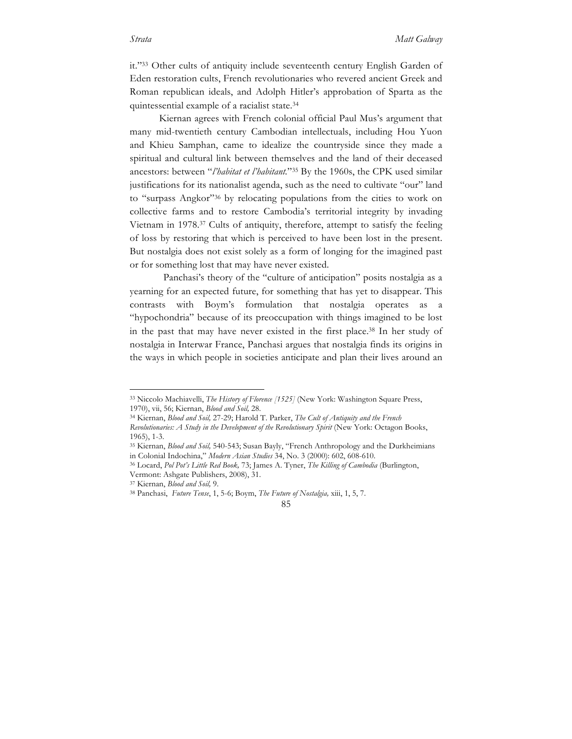it."[33] Other cults of antiquity include seventeenth century English Garden of Eden restoration cults, French revolutionaries who revered ancient Greek and Roman republican ideals, and Adolph Hitler's approbation of Sparta as the quintessential example of a racialist state.[34]

Kiernan agrees with French colonial official Paul Mus's argument that many mid-twentieth century Cambodian intellectuals, including Hou Yuon and Khieu Samphan, came to idealize the countryside since they made a spiritual and cultural link between themselves and the land of their deceased ancestors: between "*l'habitat et l'habitant*."[35] By the 1960s, the CPK used similar justifications for its nationalist agenda, such as the need to cultivate "our" land to "surpass Angkor"[36] by relocating populations from the cities to work on collective farms and to restore Cambodia's territorial integrity by invading Vietnam in 1978.[37] Cults of antiquity, therefore, attempt to satisfy the feeling of loss by restoring that which is perceived to have been lost in the present. But nostalgia does not exist solely as a form of longing for the imagined past or for something lost that may have never existed.

Panchasi's theory of the "culture of anticipation" posits nostalgia as a yearning for an expected future, for something that has yet to disappear. This contrasts with Boym's formulation that nostalgia operates as a "hypochondria" because of its preoccupation with things imagined to be lost in the past that may have never existed in the first place.[38] In her study of nostalgia in Interwar France, Panchasi argues that nostalgia finds its origins in the ways in which people in societies anticipate and plan their lives around an

---

[33] Niccolo Machiavelli, *The History of Florence [1525]* (New York: Washington Square Press, 1970), vii, 56; Kiernan, *Blood and Soil,* 28.

[34] Kiernan, *Blood and Soil,* 27-29; Harold T. Parker, *The Cult of Antiquity and the French Revolutionaries: A Study in the Development of the Revolutionary Spirit* (New York: Octagon Books, 1965), 1-3.

[35] Kiernan, *Blood and Soil,* 540-543; Susan Bayly, "French Anthropology and the Durkheimians in Colonial Indochina," *Modern Asian Studies* 34, No. 3 (2000): 602, 608-610.

[36] Locard, *Pol Pot's Little Red Book,* 73; James A. Tyner, *The Killing of Cambodia* (Burlington, Vermont: Ashgate Publishers, 2008), 31.

[37] Kiernan, *Blood and Soil,* 9.

[38] Panchasi, *Future Tense*, 1, 5-6; Boym, *The Future of Nostalgia,* xiii, 1, 5, 7.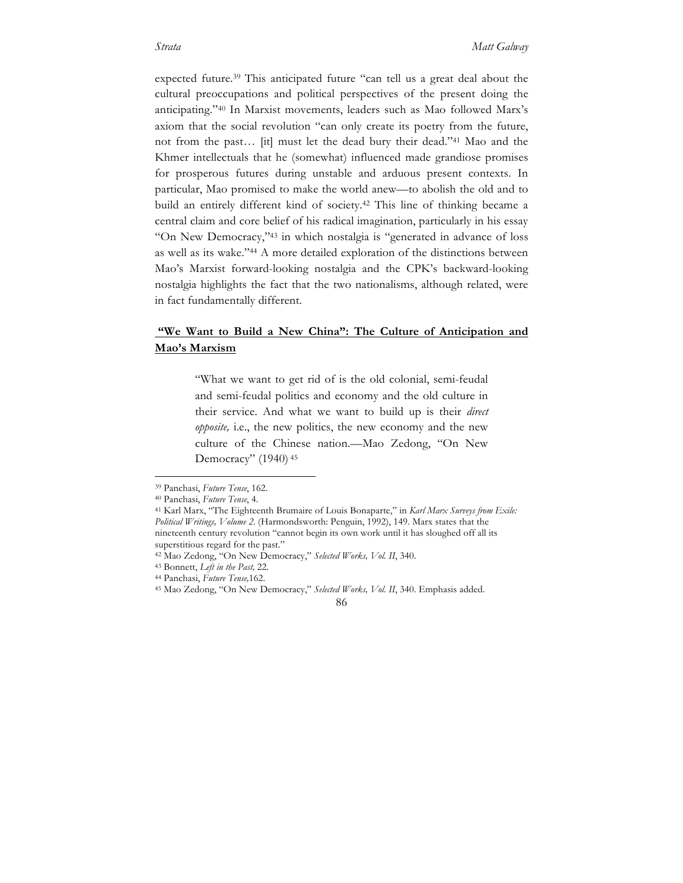expected future.[39] This anticipated future "can tell us a great deal about the cultural preoccupations and political perspectives of the present doing the anticipating."[40] In Marxist movements, leaders such as Mao followed Marx's axiom that the social revolution "can only create its poetry from the future, not from the past… [it] must let the dead bury their dead."[41] Mao and the Khmer intellectuals that he (somewhat) influenced made grandiose promises for prosperous futures during unstable and arduous present contexts. In particular, Mao promised to make the world anew—to abolish the old and to build an entirely different kind of society.[42] This line of thinking became a central claim and core belief of his radical imagination, particularly in his essay "On New Democracy,"[43] in which nostalgia is "generated in advance of loss as well as its wake."[44] A more detailed exploration of the distinctions between Mao's Marxist forward-looking nostalgia and the CPK's backward-looking nostalgia highlights the fact that the two nationalisms, although related, were in fact fundamentally different.

## "We Want to Build a New China": The Culture of Anticipation and Mao's Marxism

> "What we want to get rid of is the old colonial, semi-feudal and semi-feudal politics and economy and the old culture in their service. And what we want to build up is their *direct opposite,* i.e., the new politics, the new economy and the new culture of the Chinese nation.—Mao Zedong, "On New Democracy" (1940)[45]

---

[39] Panchasi, *Future Tense*, 162.

[40] Panchasi, *Future Tense*, 4.

[41] Karl Marx, "The Eighteenth Brumaire of Louis Bonaparte," in *Karl Marx Surveys from Exile: Political Writings, Volume 2.* (Harmondsworth: Penguin, 1992), 149. Marx states that the nineteenth century revolution "cannot begin its own work until it has sloughed off all its superstitious regard for the past."

[42] Mao Zedong, "On New Democracy," *Selected Works, Vol. II*, 340.

[43] Bonnett, *Left in the Past,* 22.

[44] Panchasi, *Future Tense,*162.

[45] Mao Zedong, "On New Democracy," *Selected Works, Vol. II*, 340. Emphasis added.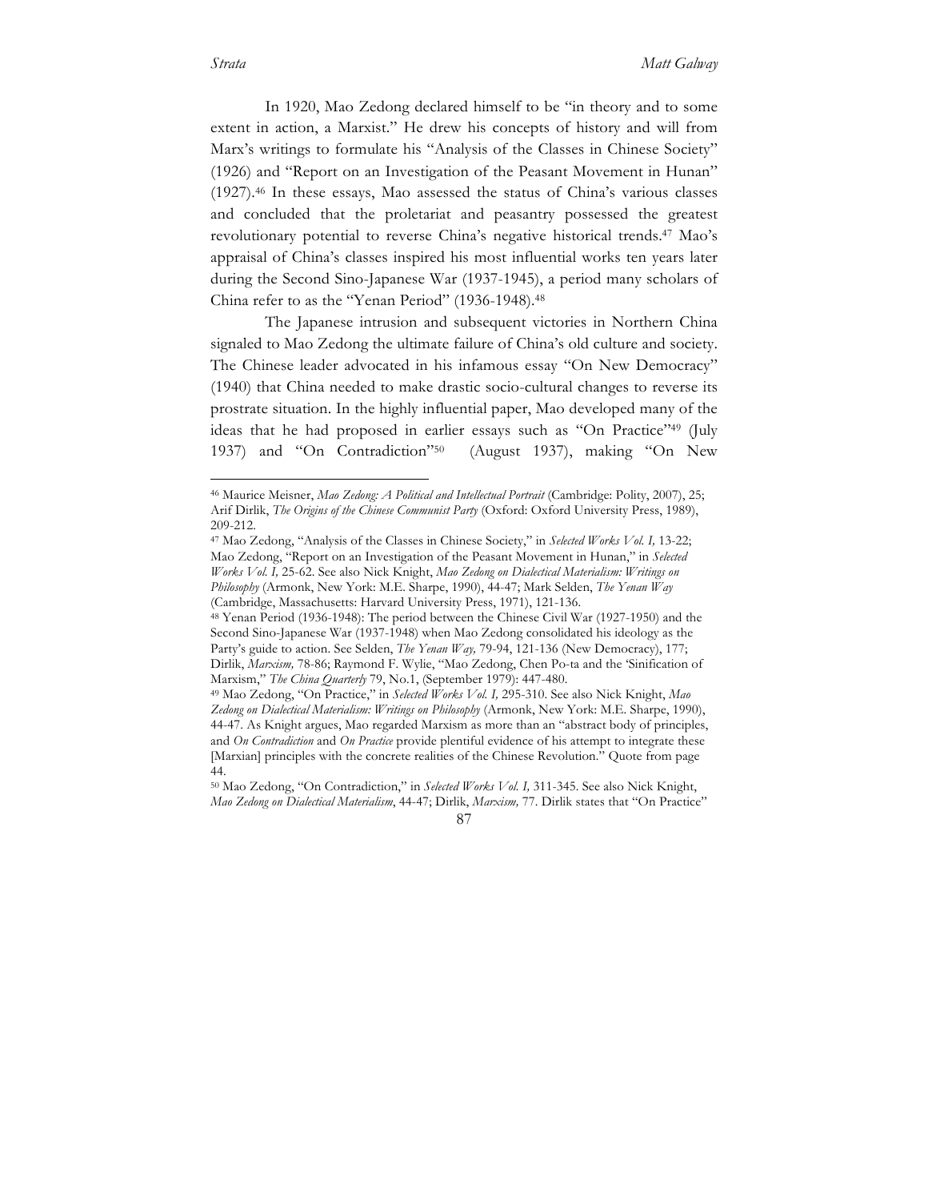In 1920, Mao Zedong declared himself to be "in theory and to some extent in action, a Marxist." He drew his concepts of history and will from Marx's writings to formulate his "Analysis of the Classes in Chinese Society" (1926) and "Report on an Investigation of the Peasant Movement in Hunan" (1927).[46] In these essays, Mao assessed the status of China's various classes and concluded that the proletariat and peasantry possessed the greatest revolutionary potential to reverse China's negative historical trends.[47] Mao's appraisal of China's classes inspired his most influential works ten years later during the Second Sino-Japanese War (1937-1945), a period many scholars of China refer to as the "Yenan Period" (1936-1948).[48]

The Japanese intrusion and subsequent victories in Northern China signaled to Mao Zedong the ultimate failure of China's old culture and society. The Chinese leader advocated in his infamous essay "On New Democracy" (1940) that China needed to make drastic socio-cultural changes to reverse its prostrate situation. In the highly influential paper, Mao developed many of the ideas that he had proposed in earlier essays such as "On Practice"[49] (July 1937) and "On Contradiction"[50] (August 1937), making "On New

---

[46] Maurice Meisner, *Mao Zedong: A Political and Intellectual Portrait* (Cambridge: Polity, 2007), 25; Arif Dirlik, *The Origins of the Chinese Communist Party* (Oxford: Oxford University Press, 1989), 209-212.

[47] Mao Zedong, "Analysis of the Classes in Chinese Society," in *Selected Works Vol. I,* 13-22; Mao Zedong, "Report on an Investigation of the Peasant Movement in Hunan," in *Selected Works Vol. I,* 25-62. See also Nick Knight, *Mao Zedong on Dialectical Materialism: Writings on Philosophy* (Armonk, New York: M.E. Sharpe, 1990), 44-47; Mark Selden, *The Yenan Way* (Cambridge, Massachusetts: Harvard University Press, 1971), 121-136.

[48] Yenan Period (1936-1948): The period between the Chinese Civil War (1927-1950) and the Second Sino-Japanese War (1937-1948) when Mao Zedong consolidated his ideology as the Party's guide to action. See Selden, *The Yenan Way,* 79-94, 121-136 (New Democracy), 177; Dirlik, *Marxism,* 78-86; Raymond F. Wylie, "Mao Zedong, Chen Po-ta and the 'Sinification of Marxism," *The China Quarterly* 79, No.1, (September 1979): 447-480.

[49] Mao Zedong, "On Practice," in *Selected Works Vol. I,* 295-310. See also Nick Knight, *Mao Zedong on Dialectical Materialism: Writings on Philosophy* (Armonk, New York: M.E. Sharpe, 1990), 44-47. As Knight argues, Mao regarded Marxism as more than an "abstract body of principles, and *On Contradiction* and *On Practice* provide plentiful evidence of his attempt to integrate these [Marxian] principles with the concrete realities of the Chinese Revolution." Quote from page 44.

[50] Mao Zedong, "On Contradiction," in *Selected Works Vol. I,* 311-345. See also Nick Knight, *Mao Zedong on Dialectical Materialism*, 44-47; Dirlik, *Marxism,* 77. Dirlik states that "On Practice"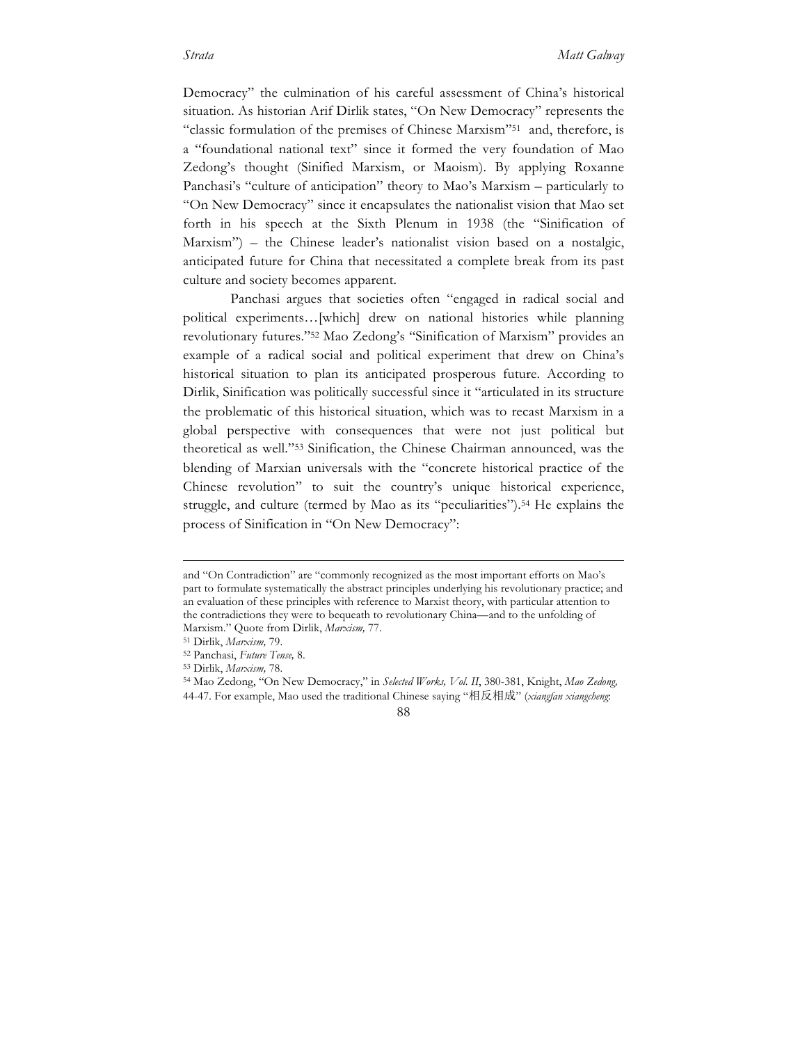Democracy" the culmination of his careful assessment of China's historical situation. As historian Arif Dirlik states, "On New Democracy" represents the "classic formulation of the premises of Chinese Marxism"[51] and, therefore, is a "foundational national text" since it formed the very foundation of Mao Zedong's thought (Sinified Marxism, or Maoism). By applying Roxanne Panchasi's "culture of anticipation" theory to Mao's Marxism – particularly to "On New Democracy" since it encapsulates the nationalist vision that Mao set forth in his speech at the Sixth Plenum in 1938 (the "Sinification of Marxism") – the Chinese leader's nationalist vision based on a nostalgic, anticipated future for China that necessitated a complete break from its past culture and society becomes apparent.

Panchasi argues that societies often "engaged in radical social and political experiments…[which] drew on national histories while planning revolutionary futures."[52] Mao Zedong's "Sinification of Marxism" provides an example of a radical social and political experiment that drew on China's historical situation to plan its anticipated prosperous future. According to Dirlik, Sinification was politically successful since it "articulated in its structure the problematic of this historical situation, which was to recast Marxism in a global perspective with consequences that were not just political but theoretical as well."[53] Sinification, the Chinese Chairman announced, was the blending of Marxian universals with the "concrete historical practice of the Chinese revolution" to suit the country's unique historical experience, struggle, and culture (termed by Mao as its "peculiarities").[54] He explains the process of Sinification in "On New Democracy":

---

and "On Contradiction" are "commonly recognized as the most important efforts on Mao's part to formulate systematically the abstract principles underlying his revolutionary practice; and an evaluation of these principles with reference to Marxist theory, with particular attention to the contradictions they were to bequeath to revolutionary China—and to the unfolding of Marxism." Quote from Dirlik, *Marxism,* 77.

[51] Dirlik, *Marxism,* 79.

[52] Panchasi, *Future Tense,* 8.

[53] Dirlik, *Marxism,* 78.

[54] Mao Zedong, "On New Democracy," in *Selected Works, Vol. II*, 380-381, Knight, *Mao Zedong,* 44-47. For example, Mao used the traditional Chinese saying "相反相成" (*xiangfan xiangcheng*: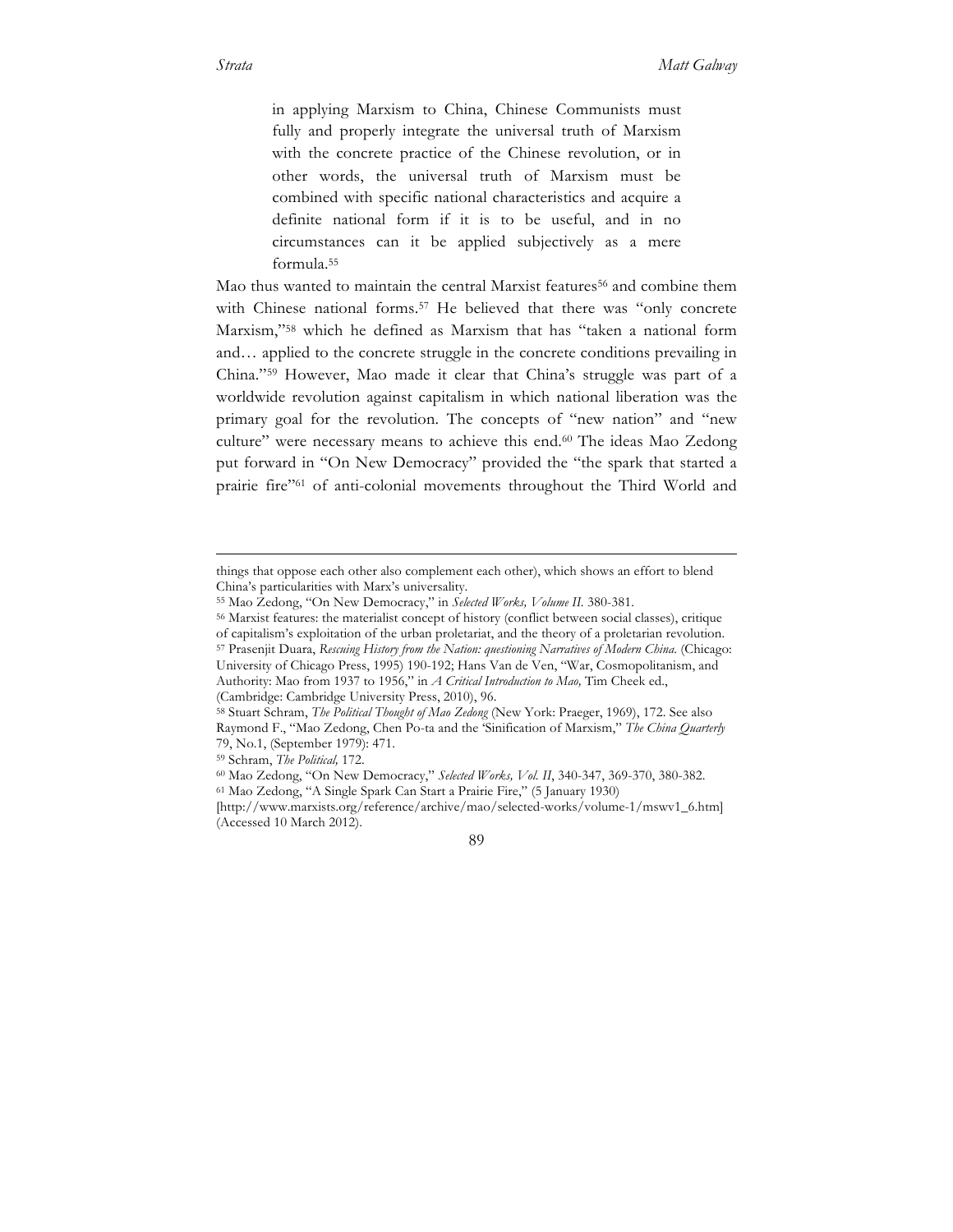> in applying Marxism to China, Chinese Communists must fully and properly integrate the universal truth of Marxism with the concrete practice of the Chinese revolution, or in other words, the universal truth of Marxism must be combined with specific national characteristics and acquire a definite national form if it is to be useful, and in no circumstances can it be applied subjectively as a mere formula.[55]

Mao thus wanted to maintain the central Marxist features[56] and combine them with Chinese national forms.[57] He believed that there was "only concrete Marxism,"[58] which he defined as Marxism that has "taken a national form and… applied to the concrete struggle in the concrete conditions prevailing in China."[59] However, Mao made it clear that China's struggle was part of a worldwide revolution against capitalism in which national liberation was the primary goal for the revolution. The concepts of "new nation" and "new culture" were necessary means to achieve this end.[60] The ideas Mao Zedong put forward in "On New Democracy" provided the "the spark that started a prairie fire"[61] of anti-colonial movements throughout the Third World and

---

things that oppose each other also complement each other), which shows an effort to blend China's particularities with Marx's universality.

[55] Mao Zedong, "On New Democracy," in *Selected Works, Volume II*. 380-381.

[56] Marxist features: the materialist concept of history (conflict between social classes), critique of capitalism's exploitation of the urban proletariat, and the theory of a proletarian revolution.

[57] Prasenjit Duara, *Rescuing History from the Nation: questioning Narratives of Modern China*. (Chicago: University of Chicago Press, 1995) 190-192; Hans Van de Ven, "War, Cosmopolitanism, and Authority: Mao from 1937 to 1956," in *A Critical Introduction to Mao,* Tim Cheek ed., (Cambridge: Cambridge University Press, 2010), 96.

[58] Stuart Schram, *The Political Thought of Mao Zedong* (New York: Praeger, 1969), 172. See also Raymond F., "Mao Zedong, Chen Po-ta and the 'Sinification of Marxism," *The China Quarterly* 79, No.1, (September 1979): 471.

[59] Schram, *The Political,* 172.

[60] Mao Zedong, "On New Democracy," *Selected Works, Vol. II*, 340-347, 369-370, 380-382.

[61] Mao Zedong, "A Single Spark Can Start a Prairie Fire," (5 January 1930) [http://www.marxists.org/reference/archive/mao/selected-works/volume-1/mswv1_6.htm] (Accessed 10 March 2012).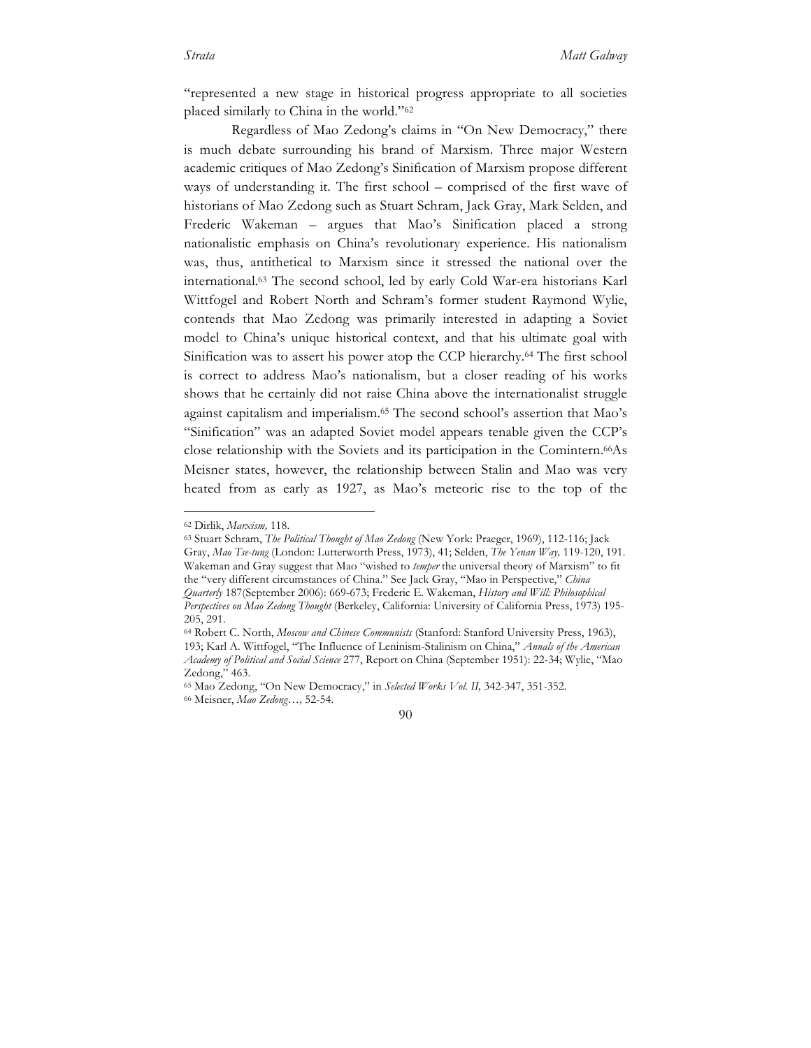"represented a new stage in historical progress appropriate to all societies placed similarly to China in the world."[62]

Regardless of Mao Zedong's claims in "On New Democracy," there is much debate surrounding his brand of Marxism. Three major Western academic critiques of Mao Zedong's Sinification of Marxism propose different ways of understanding it. The first school – comprised of the first wave of historians of Mao Zedong such as Stuart Schram, Jack Gray, Mark Selden, and Frederic Wakeman – argues that Mao's Sinification placed a strong nationalistic emphasis on China's revolutionary experience. His nationalism was, thus, antithetical to Marxism since it stressed the national over the international.[63] The second school, led by early Cold War-era historians Karl Wittfogel and Robert North and Schram's former student Raymond Wylie, contends that Mao Zedong was primarily interested in adapting a Soviet model to China's unique historical context, and that his ultimate goal with Sinification was to assert his power atop the CCP hierarchy.[64] The first school is correct to address Mao's nationalism, but a closer reading of his works shows that he certainly did not raise China above the internationalist struggle against capitalism and imperialism.[65] The second school's assertion that Mao's "Sinification" was an adapted Soviet model appears tenable given the CCP's close relationship with the Soviets and its participation in the Comintern.[66]As Meisner states, however, the relationship between Stalin and Mao was very heated from as early as 1927, as Mao's meteoric rise to the top of the

---

[62] Dirlik, *Marxism,* 118.

[63] Stuart Schram, *The Political Thought of Mao Zedong* (New York: Praeger, 1969), 112-116; Jack Gray, *Mao Tse-tung* (London: Lutterworth Press, 1973), 41; Selden, *The Yenan Way,* 119-120, 191. Wakeman and Gray suggest that Mao "wished to *temper* the universal theory of Marxism" to fit the "very different circumstances of China." See Jack Gray, "Mao in Perspective," *China Quarterly* 187(September 2006): 669-673; Frederic E. Wakeman, *History and Will: Philosophical Perspectives on Mao Zedong Thought* (Berkeley, California: University of California Press, 1973) 195-205, 291.

[64] Robert C. North, *Moscow and Chinese Communists* (Stanford: Stanford University Press, 1963), 193; Karl A. Wittfogel, "The Influence of Leninism-Stalinism on China," *Annals of the American Academy of Political and Social Science* 277, Report on China (September 1951): 22-34; Wylie, "Mao Zedong," 463.

[65] Mao Zedong, "On New Democracy," in *Selected Works Vol. II,* 342-347, 351-352.

[66] Meisner, *Mao Zedong…,* 52-54.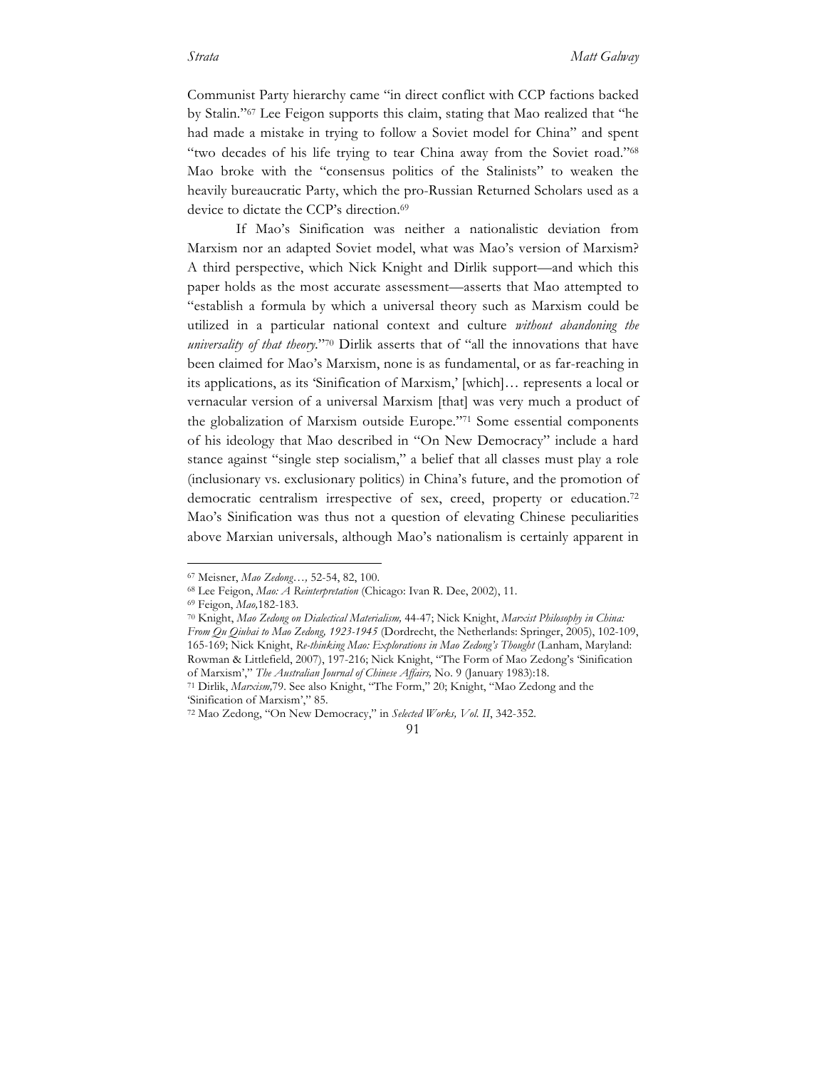Communist Party hierarchy came "in direct conflict with CCP factions backed by Stalin."[67] Lee Feigon supports this claim, stating that Mao realized that "he had made a mistake in trying to follow a Soviet model for China" and spent "two decades of his life trying to tear China away from the Soviet road."[68] Mao broke with the "consensus politics of the Stalinists" to weaken the heavily bureaucratic Party, which the pro-Russian Returned Scholars used as a device to dictate the CCP's direction.[69]

If Mao's Sinification was neither a nationalistic deviation from Marxism nor an adapted Soviet model, what was Mao's version of Marxism? A third perspective, which Nick Knight and Dirlik support—and which this paper holds as the most accurate assessment—asserts that Mao attempted to "establish a formula by which a universal theory such as Marxism could be utilized in a particular national context and culture *without abandoning the universality of that theory*."[70] Dirlik asserts that of "all the innovations that have been claimed for Mao's Marxism, none is as fundamental, or as far-reaching in its applications, as its 'Sinification of Marxism,' [which]… represents a local or vernacular version of a universal Marxism [that] was very much a product of the globalization of Marxism outside Europe."[71] Some essential components of his ideology that Mao described in "On New Democracy" include a hard stance against "single step socialism," a belief that all classes must play a role (inclusionary vs. exclusionary politics) in China's future, and the promotion of democratic centralism irrespective of sex, creed, property or education.[72] Mao's Sinification was thus not a question of elevating Chinese peculiarities above Marxian universals, although Mao's nationalism is certainly apparent in

---

[67] Meisner, *Mao Zedong…,* 52-54, 82, 100.

[68] Lee Feigon, *Mao: A Reinterpretation* (Chicago: Ivan R. Dee, 2002), 11.

[69] Feigon, *Mao,*182-183.

[70] Knight, *Mao Zedong on Dialectical Materialism,* 44-47; Nick Knight, *Marxist Philosophy in China: From Qu Qiubai to Mao Zedong, 1923-1945* (Dordrecht, the Netherlands: Springer, 2005), 102-109, 165-169; Nick Knight, *Re-thinking Mao: Explorations in Mao Zedong's Thought* (Lanham, Maryland: Rowman & Littlefield, 2007), 197-216; Nick Knight, "The Form of Mao Zedong's 'Sinification of Marxism'," *The Australian Journal of Chinese Affairs,* No. 9 (January 1983):18.

[71] Dirlik, *Marxism,*79. See also Knight, "The Form," 20; Knight, "Mao Zedong and the 'Sinification of Marxism'," 85.

[72] Mao Zedong, "On New Democracy," in *Selected Works, Vol. II*, 342-352.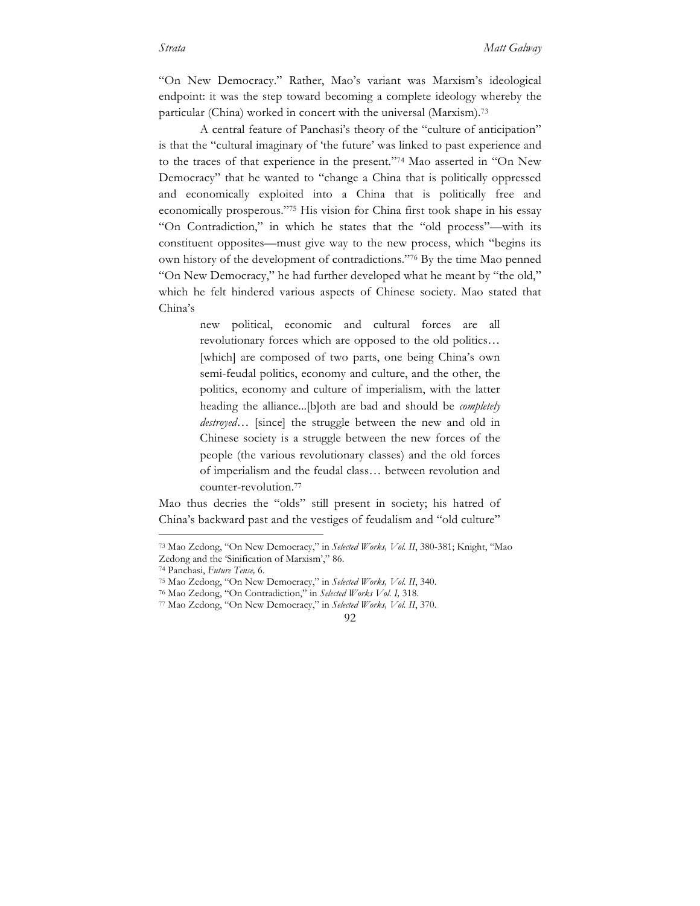"On New Democracy." Rather, Mao's variant was Marxism's ideological endpoint: it was the step toward becoming a complete ideology whereby the particular (China) worked in concert with the universal (Marxism).[73]

A central feature of Panchasi's theory of the "culture of anticipation" is that the "cultural imaginary of 'the future' was linked to past experience and to the traces of that experience in the present."[74] Mao asserted in "On New Democracy" that he wanted to "change a China that is politically oppressed and economically exploited into a China that is politically free and economically prosperous."[75] His vision for China first took shape in his essay "On Contradiction," in which he states that the "old process"—with its constituent opposites—must give way to the new process, which "begins its own history of the development of contradictions."[76] By the time Mao penned "On New Democracy," he had further developed what he meant by "the old," which he felt hindered various aspects of Chinese society. Mao stated that China's

> new political, economic and cultural forces are all revolutionary forces which are opposed to the old politics… [which] are composed of two parts, one being China's own semi-feudal politics, economy and culture, and the other, the politics, economy and culture of imperialism, with the latter heading the alliance...[b]oth are bad and should be *completely destroyed*… [since] the struggle between the new and old in Chinese society is a struggle between the new forces of the people (the various revolutionary classes) and the old forces of imperialism and the feudal class… between revolution and counter-revolution.[77]

Mao thus decries the "olds" still present in society; his hatred of China's backward past and the vestiges of feudalism and "old culture"

---

[73] Mao Zedong, "On New Democracy," in *Selected Works, Vol. II*, 380-381; Knight, "Mao Zedong and the 'Sinification of Marxism'," 86.

[74] Panchasi, *Future Tense,* 6.

[75] Mao Zedong, "On New Democracy," in *Selected Works, Vol. II*, 340.

[76] Mao Zedong, "On Contradiction," in *Selected Works Vol. I,* 318.

[77] Mao Zedong, "On New Democracy," in *Selected Works, Vol. II*, 370.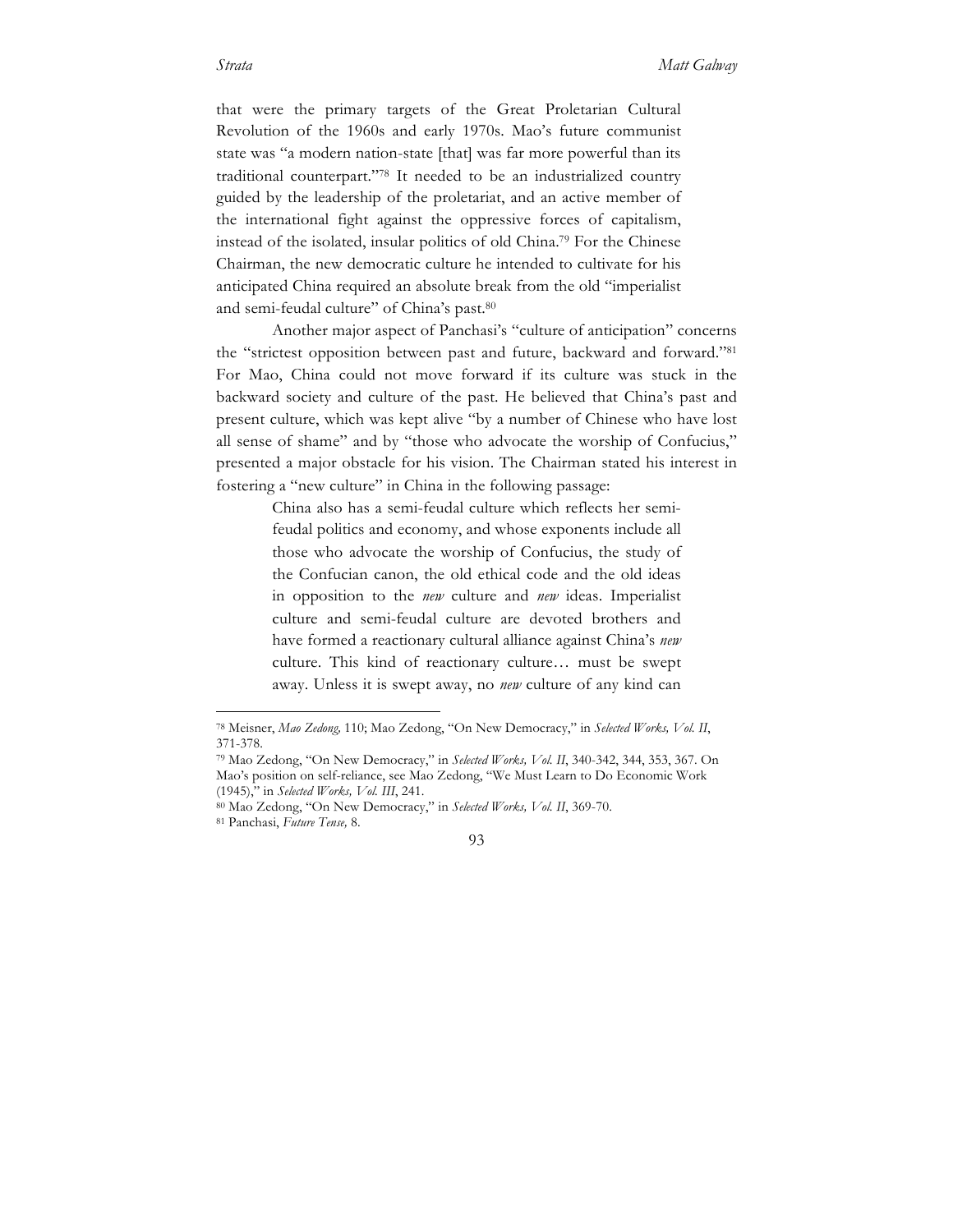that were the primary targets of the Great Proletarian Cultural Revolution of the 1960s and early 1970s. Mao's future communist state was "a modern nation-state [that] was far more powerful than its traditional counterpart."[78] It needed to be an industrialized country guided by the leadership of the proletariat, and an active member of the international fight against the oppressive forces of capitalism, instead of the isolated, insular politics of old China.[79] For the Chinese Chairman, the new democratic culture he intended to cultivate for his anticipated China required an absolute break from the old "imperialist and semi-feudal culture" of China's past.[80]

Another major aspect of Panchasi's "culture of anticipation" concerns the "strictest opposition between past and future, backward and forward."[81] For Mao, China could not move forward if its culture was stuck in the backward society and culture of the past. He believed that China's past and present culture, which was kept alive "by a number of Chinese who have lost all sense of shame" and by "those who advocate the worship of Confucius," presented a major obstacle for his vision. The Chairman stated his interest in fostering a "new culture" in China in the following passage:

> China also has a semi-feudal culture which reflects her semi-feudal politics and economy, and whose exponents include all those who advocate the worship of Confucius, the study of the Confucian canon, the old ethical code and the old ideas in opposition to the *new* culture and *new* ideas. Imperialist culture and semi-feudal culture are devoted brothers and have formed a reactionary cultural alliance against China's *new* culture. This kind of reactionary culture… must be swept away. Unless it is swept away, no *new* culture of any kind can

---

[78] Meisner, *Mao Zedong,* 110; Mao Zedong, "On New Democracy," in *Selected Works, Vol. II*, 371-378.

[79] Mao Zedong, "On New Democracy," in *Selected Works, Vol. II*, 340-342, 344, 353, 367. On Mao's position on self-reliance, see Mao Zedong, "We Must Learn to Do Economic Work (1945)," in *Selected Works, Vol. III*, 241.

[80] Mao Zedong, "On New Democracy," in *Selected Works, Vol. II*, 369-70.

[81] Panchasi, *Future Tense,* 8.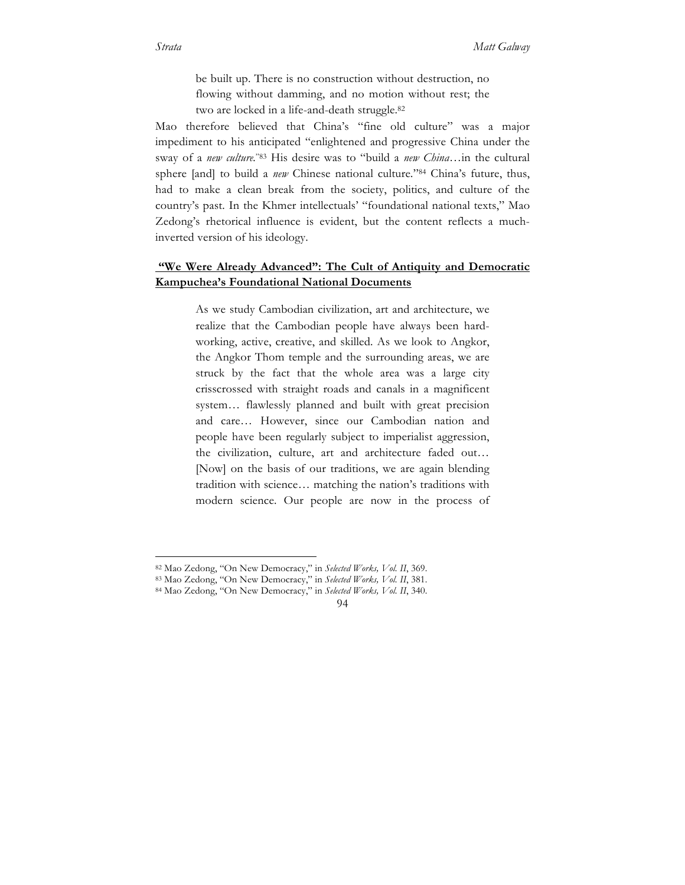> be built up. There is no construction without destruction, no flowing without damming, and no motion without rest; the two are locked in a life-and-death struggle.[82]

Mao therefore believed that China's "fine old culture" was a major impediment to his anticipated "enlightened and progressive China under the sway of a *new culture*."[83] His desire was to "build a *new China*…in the cultural sphere [and] to build a *new* Chinese national culture."[84] China's future, thus, had to make a clean break from the society, politics, and culture of the country's past. In the Khmer intellectuals' "foundational national texts," Mao Zedong's rhetorical influence is evident, but the content reflects a much-inverted version of his ideology.

## "We Were Already Advanced": The Cult of Antiquity and Democratic Kampuchea's Foundational National Documents

> As we study Cambodian civilization, art and architecture, we realize that the Cambodian people have always been hard-working, active, creative, and skilled. As we look to Angkor, the Angkor Thom temple and the surrounding areas, we are struck by the fact that the whole area was a large city crisscrossed with straight roads and canals in a magnificent system… flawlessly planned and built with great precision and care… However, since our Cambodian nation and people have been regularly subject to imperialist aggression, the civilization, culture, art and architecture faded out… [Now] on the basis of our traditions, we are again blending tradition with science… matching the nation's traditions with modern science. Our people are now in the process of

---

[82] Mao Zedong, "On New Democracy," in *Selected Works, Vol. II*, 369.
[83] Mao Zedong, "On New Democracy," in *Selected Works, Vol. II*, 381.
[84] Mao Zedong, "On New Democracy," in *Selected Works, Vol. II*, 340.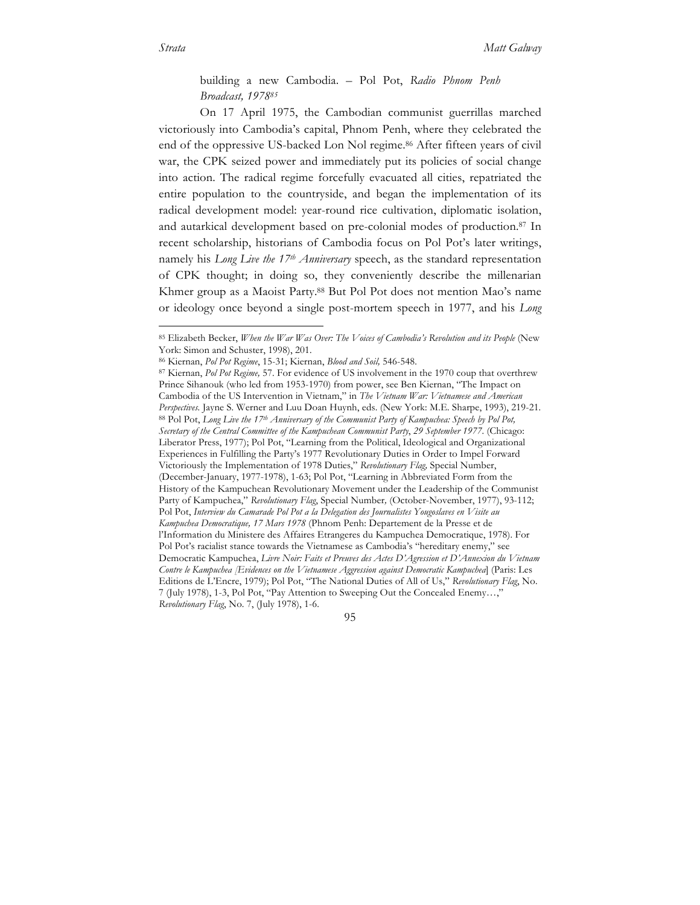> building a new Cambodia. – Pol Pot, *Radio Phnom Penh Broadcast, 1978*[85]

On 17 April 1975, the Cambodian communist guerrillas marched victoriously into Cambodia's capital, Phnom Penh, where they celebrated the end of the oppressive US-backed Lon Nol regime.[86] After fifteen years of civil war, the CPK seized power and immediately put its policies of social change into action. The radical regime forcefully evacuated all cities, repatriated the entire population to the countryside, and began the implementation of its radical development model: year-round rice cultivation, diplomatic isolation, and autarkical development based on pre-colonial modes of production.[87] In recent scholarship, historians of Cambodia focus on Pol Pot's later writings, namely his *Long Live the 17th Anniversary* speech, as the standard representation of CPK thought; in doing so, they conveniently describe the millenarian Khmer group as a Maoist Party.[88] But Pol Pot does not mention Mao's name or ideology once beyond a single post-mortem speech in 1977, and his *Long*

---

[85] Elizabeth Becker, *When the War Was Over: The Voices of Cambodia's Revolution and its People* (New York: Simon and Schuster, 1998), 201.

[86] Kiernan, *Pol Pot Regime*, 15-31; Kiernan, *Blood and Soil,* 546-548.

[87] Kiernan, *Pol Pot Regime,* 57. For evidence of US involvement in the 1970 coup that overthrew Prince Sihanouk (who led from 1953-1970) from power, see Ben Kiernan, "The Impact on Cambodia of the US Intervention in Vietnam," in *The Vietnam War: Vietnamese and American Perspectives.* Jayne S. Werner and Luu Doan Huynh, eds. (New York: M.E. Sharpe, 1993), 219-21.

[88] Pol Pot, *Long Live the 17th Anniversary of the Communist Party of Kampuchea: Speech by Pol Pot, Secretary of the Central Committee of the Kampuchean Communist Party*, *29 September 1977.* (Chicago: Liberator Press, 1977); Pol Pot, "Learning from the Political, Ideological and Organizational Experiences in Fulfilling the Party's 1977 Revolutionary Duties in Order to Impel Forward Victoriously the Implementation of 1978 Duties," *Revolutionary Flag,* Special Number, (December-January, 1977-1978), 1-63; Pol Pot, "Learning in Abbreviated Form from the History of the Kampuchean Revolutionary Movement under the Leadership of the Communist Party of Kampuchea," *Revolutionary Flag*, Special Number*,* (October-November, 1977), 93-112; Pol Pot, *Interview du Camarade Pol Pot a la Delegation des Journalistes Yougoslaves en Visite au Kampuchea Democratique, 17 Mars 1978* (Phnom Penh: Departement de la Presse et de l'Information du Ministere des Affaires Etrangeres du Kampuchea Democratique, 1978). For Pol Pot's racialist stance towards the Vietnamese as Cambodia's "hereditary enemy," see Democratic Kampuchea, *Livre Noir: Faits et Preuves des Actes D'Agression et D'Annexion du Vietnam Contre le Kampuchea [Evidences on the Vietnamese Aggression against Democratic Kampuchea*] (Paris: Les Editions de L'Encre, 1979); Pol Pot, "The National Duties of All of Us," *Revolutionary Flag*, No. 7 (July 1978), 1-3, Pol Pot, "Pay Attention to Sweeping Out the Concealed Enemy…," *Revolutionary Flag*, No. 7, (July 1978), 1-6.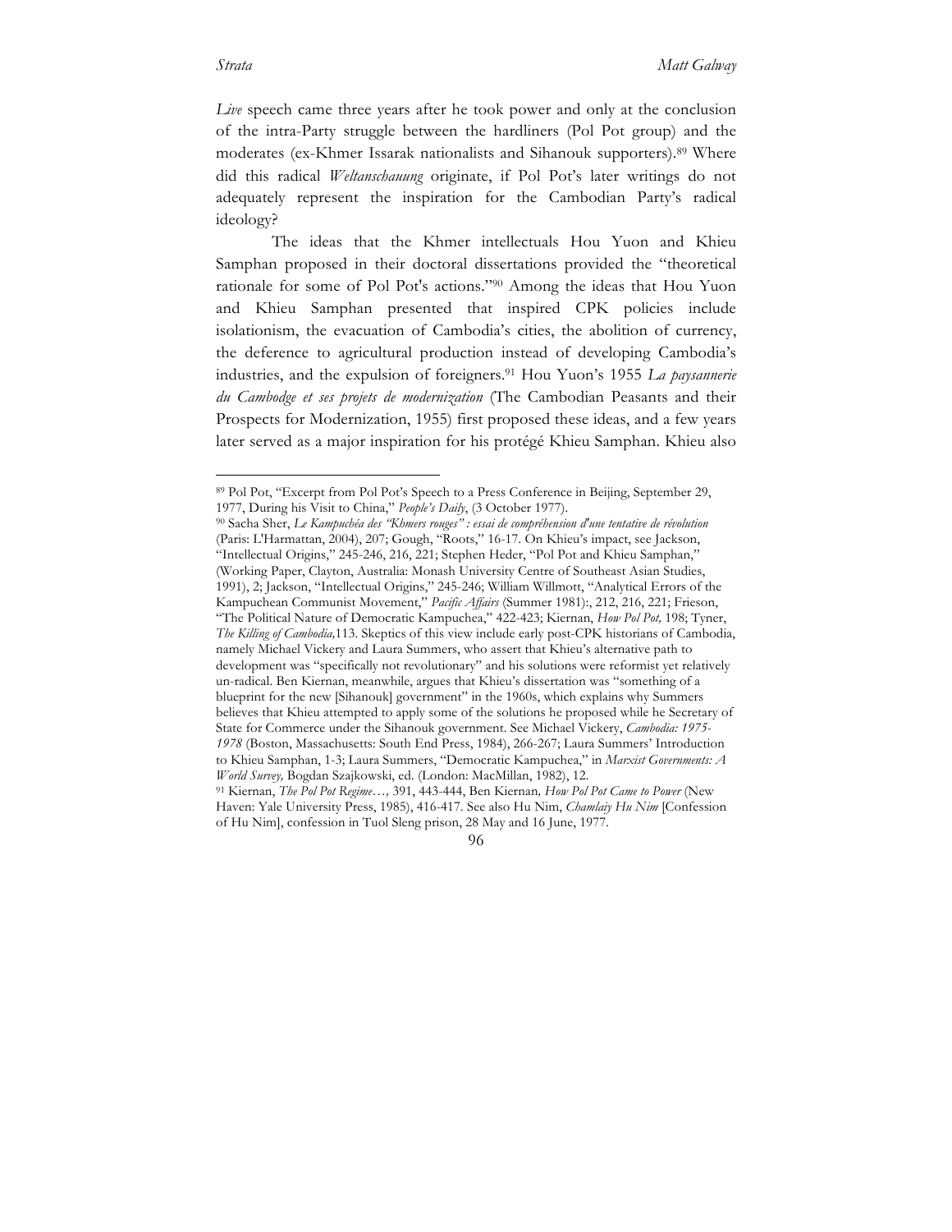*Live* speech came three years after he took power and only at the conclusion of the intra-Party struggle between the hardliners (Pol Pot group) and the moderates (ex-Khmer Issarak nationalists and Sihanouk supporters).[89] Where did this radical *Weltanschauung* originate, if Pol Pot's later writings do not adequately represent the inspiration for the Cambodian Party's radical ideology?

The ideas that the Khmer intellectuals Hou Yuon and Khieu Samphan proposed in their doctoral dissertations provided the "theoretical rationale for some of Pol Pot's actions."[90] Among the ideas that Hou Yuon and Khieu Samphan presented that inspired CPK policies include isolationism, the evacuation of Cambodia's cities, the abolition of currency, the deference to agricultural production instead of developing Cambodia's industries, and the expulsion of foreigners.[91] Hou Yuon's 1955 *La paysannerie du Cambodge et ses projets de modernization* (The Cambodian Peasants and their Prospects for Modernization, 1955) first proposed these ideas, and a few years later served as a major inspiration for his protégé Khieu Samphan. Khieu also

---

[89] Pol Pot, "Excerpt from Pol Pot's Speech to a Press Conference in Beijing, September 29, 1977, During his Visit to China," *People's Daily*, (3 October 1977).

[90] Sacha Sher, *Le Kampuchéa des "Khmers rouges" : essai de compréhension d'une tentative de révolution* (Paris: L'Harmattan, 2004), 207; Gough, "Roots," 16-17. On Khieu's impact, see Jackson, "Intellectual Origins," 245-246, 216, 221; Stephen Heder, "Pol Pot and Khieu Samphan," (Working Paper, Clayton, Australia: Monash University Centre of Southeast Asian Studies, 1991), 2; Jackson, "Intellectual Origins," 245-246; William Willmott, "Analytical Errors of the Kampuchean Communist Movement," *Pacific Affairs* (Summer 1981):, 212, 216, 221; Frieson, "The Political Nature of Democratic Kampuchea," 422-423; Kiernan, *How Pol Pot,* 198; Tyner, *The Killing of Cambodia,*113. Skeptics of this view include early post-CPK historians of Cambodia, namely Michael Vickery and Laura Summers, who assert that Khieu's alternative path to development was "specifically not revolutionary" and his solutions were reformist yet relatively un-radical. Ben Kiernan, meanwhile, argues that Khieu's dissertation was "something of a blueprint for the new [Sihanouk] government" in the 1960s, which explains why Summers believes that Khieu attempted to apply some of the solutions he proposed while he Secretary of State for Commerce under the Sihanouk government. See Michael Vickery, *Cambodia: 1975-1978* (Boston, Massachusetts: South End Press, 1984), 266-267; Laura Summers' Introduction to Khieu Samphan, 1-3; Laura Summers, "Democratic Kampuchea," in *Marxist Governments: A World Survey,* Bogdan Szajkowski, ed. (London: MacMillan, 1982), 12.

[91] Kiernan, *The Pol Pot Regime…,* 391, 443-444, Ben Kiernan*, How Pol Pot Came to Power* (New Haven: Yale University Press, 1985), 416-417. See also Hu Nim, *Chamlaiy Hu Nim* [Confession of Hu Nim], confession in Tuol Sleng prison, 28 May and 16 June, 1977.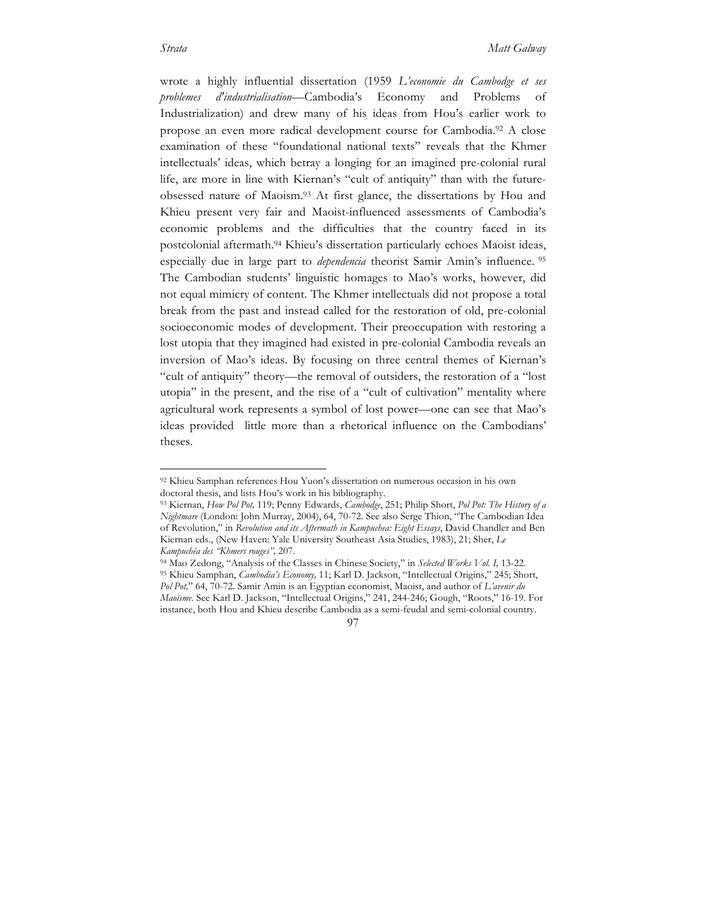wrote a highly influential dissertation (1959 *L'economie du Cambodge et ses problemes d'industrialisation*—Cambodia's Economy and Problems of Industrialization) and drew many of his ideas from Hou's earlier work to propose an even more radical development course for Cambodia.[92] A close examination of these "foundational national texts" reveals that the Khmer intellectuals' ideas, which betray a longing for an imagined pre-colonial rural life, are more in line with Kiernan's "cult of antiquity" than with the future-obsessed nature of Maoism.[93] At first glance, the dissertations by Hou and Khieu present very fair and Maoist-influenced assessments of Cambodia's economic problems and the difficulties that the country faced in its postcolonial aftermath.[94] Khieu's dissertation particularly echoes Maoist ideas, especially due in large part to *dependencia* theorist Samir Amin's influence.[95] The Cambodian students' linguistic homages to Mao's works, however, did not equal mimicry of content. The Khmer intellectuals did not propose a total break from the past and instead called for the restoration of old, pre-colonial socioeconomic modes of development. Their preoccupation with restoring a lost utopia that they imagined had existed in pre-colonial Cambodia reveals an inversion of Mao's ideas. By focusing on three central themes of Kiernan's "cult of antiquity" theory—the removal of outsiders, the restoration of a "lost utopia" in the present, and the rise of a "cult of cultivation" mentality where agricultural work represents a symbol of lost power—one can see that Mao's ideas provided little more than a rhetorical influence on the Cambodians' theses.

---

[92] Khieu Samphan references Hou Yuon's dissertation on numerous occasion in his own doctoral thesis, and lists Hou's work in his bibliography.

[93] Kiernan, *How Pol Pot,* 119; Penny Edwards, *Cambodge*, 251; Philip Short, *Pol Pot: The History of a Nightmare* (London: John Murray, 2004), 64, 70-72. See also Serge Thion, "The Cambodian Idea of Revolution," in *Revolution and its Aftermath in Kampuchea: Eight Essays*, David Chandler and Ben Kiernan eds., (New Haven: Yale University Southeast Asia Studies, 1983), 21; Sher, *Le Kampuchéa des "Khmers rouges",* 207.

[94] Mao Zedong, "Analysis of the Classes in Chinese Society," in *Selected Works Vol. I,* 13-22.

[95] Khieu Samphan, *Cambodia's Economy,* 11; Karl D. Jackson, "Intellectual Origins," 245; Short, *Pol Pot,*" 64, 70-72. Samir Amin is an Egyptian economist, Maoist, and author of *L'avenir du Maoïsme*. See Karl D. Jackson, "Intellectual Origins," 241, 244-246; Gough, "Roots," 16-19. For instance, both Hou and Khieu describe Cambodia as a semi-feudal and semi-colonial country.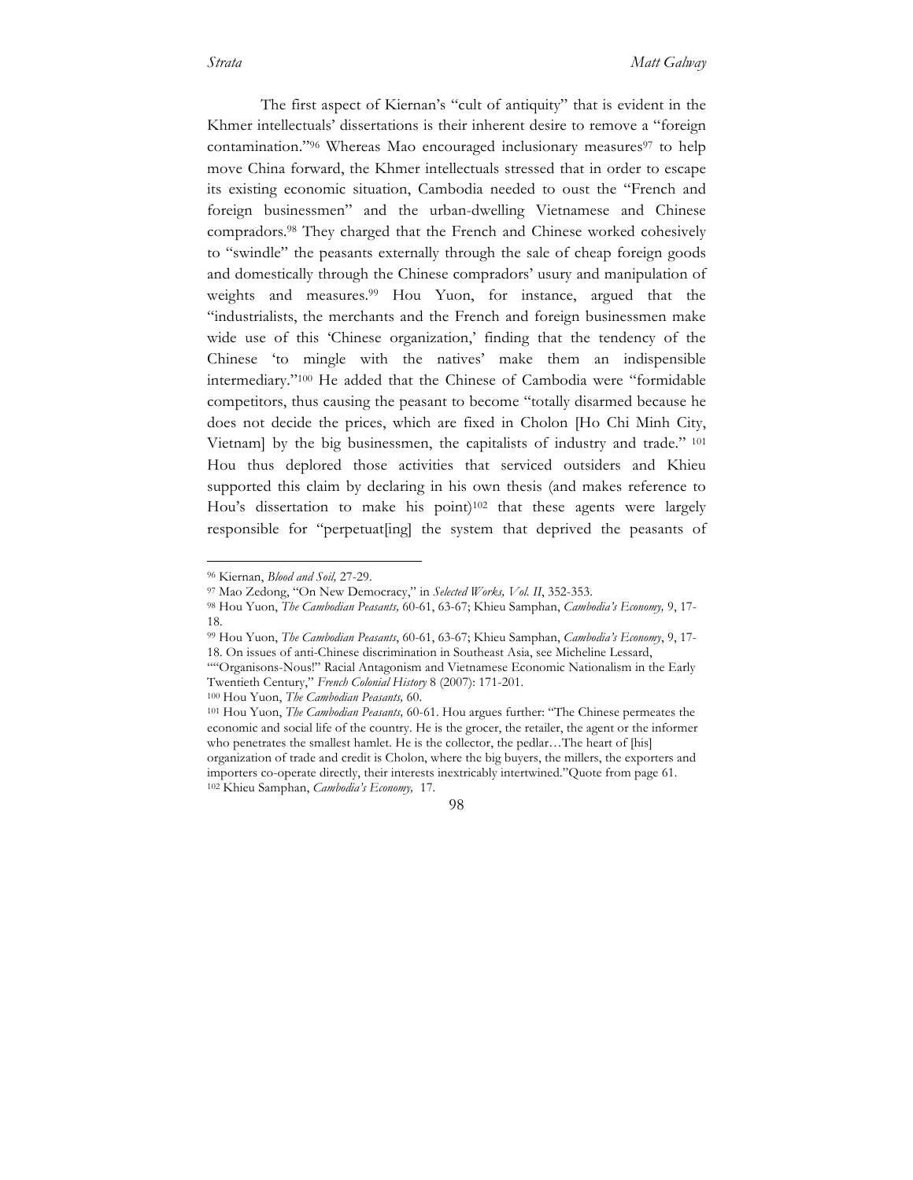The first aspect of Kiernan's "cult of antiquity" that is evident in the Khmer intellectuals' dissertations is their inherent desire to remove a "foreign contamination."[96] Whereas Mao encouraged inclusionary measures[97] to help move China forward, the Khmer intellectuals stressed that in order to escape its existing economic situation, Cambodia needed to oust the "French and foreign businessmen" and the urban-dwelling Vietnamese and Chinese compradors.[98] They charged that the French and Chinese worked cohesively to "swindle" the peasants externally through the sale of cheap foreign goods and domestically through the Chinese compradors' usury and manipulation of weights and measures.[99] Hou Yuon, for instance, argued that the "industrialists, the merchants and the French and foreign businessmen make wide use of this 'Chinese organization,' finding that the tendency of the Chinese 'to mingle with the natives' make them an indispensible intermediary."[100] He added that the Chinese of Cambodia were "formidable competitors, thus causing the peasant to become "totally disarmed because he does not decide the prices, which are fixed in Cholon [Ho Chi Minh City, Vietnam] by the big businessmen, the capitalists of industry and trade." [101] Hou thus deplored those activities that serviced outsiders and Khieu supported this claim by declaring in his own thesis (and makes reference to Hou's dissertation to make his point)[102] that these agents were largely responsible for "perpetuat[ing] the system that deprived the peasants of

---

[96] Kiernan, *Blood and Soil,* 27-29.

[97] Mao Zedong, "On New Democracy," in *Selected Works, Vol. II*, 352-353.

[98] Hou Yuon, *The Cambodian Peasants,* 60-61, 63-67; Khieu Samphan, *Cambodia's Economy,* 9, 17-18.

[99] Hou Yuon, *The Cambodian Peasants*, 60-61, 63-67; Khieu Samphan, *Cambodia's Economy*, 9, 17-18. On issues of anti-Chinese discrimination in Southeast Asia, see Micheline Lessard, ""Organisons-Nous!" Racial Antagonism and Vietnamese Economic Nationalism in the Early Twentieth Century," *French Colonial History* 8 (2007): 171-201.

[100] Hou Yuon, *The Cambodian Peasants,* 60.

[101] Hou Yuon, *The Cambodian Peasants,* 60-61. Hou argues further: "The Chinese permeates the economic and social life of the country. He is the grocer, the retailer, the agent or the informer who penetrates the smallest hamlet. He is the collector, the pedlar…The heart of [his] organization of trade and credit is Cholon, where the big buyers, the millers, the exporters and importers co-operate directly, their interests inextricably intertwined."Quote from page 61.

[102] Khieu Samphan, *Cambodia's Economy,* 17.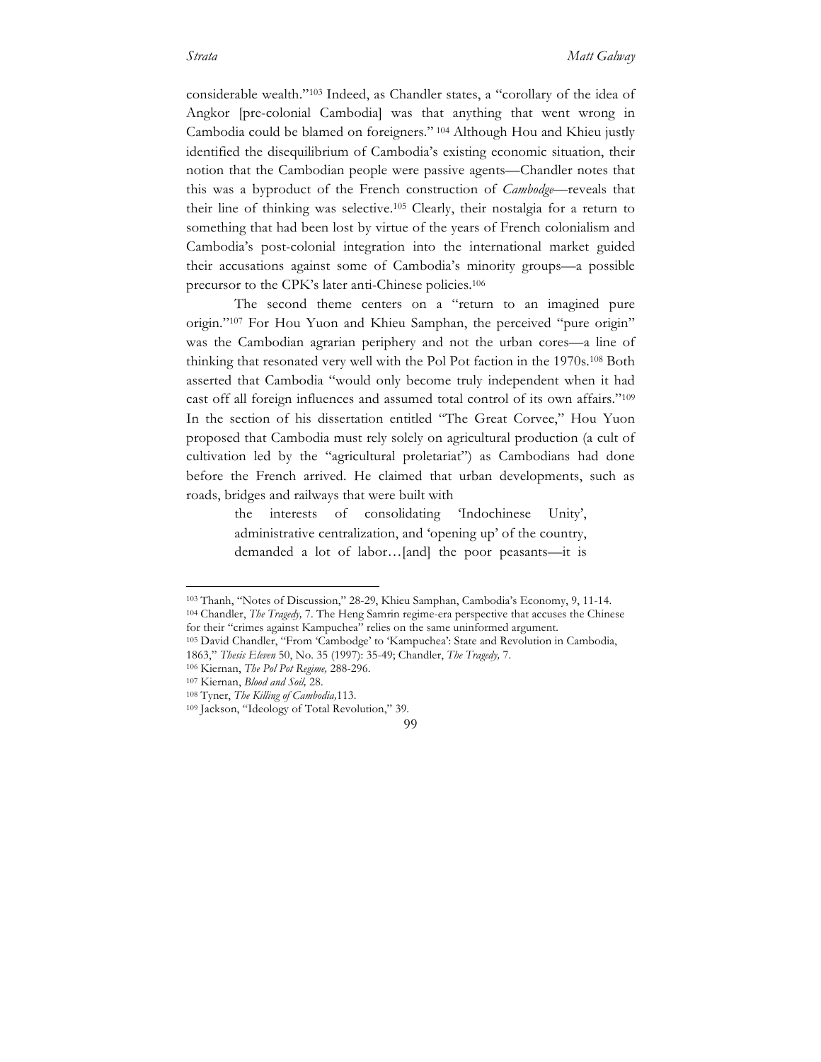considerable wealth."[103] Indeed, as Chandler states, a "corollary of the idea of Angkor [pre-colonial Cambodia] was that anything that went wrong in Cambodia could be blamed on foreigners." [104] Although Hou and Khieu justly identified the disequilibrium of Cambodia's existing economic situation, their notion that the Cambodian people were passive agents—Chandler notes that this was a byproduct of the French construction of *Cambodge*—reveals that their line of thinking was selective.[105] Clearly, their nostalgia for a return to something that had been lost by virtue of the years of French colonialism and Cambodia's post-colonial integration into the international market guided their accusations against some of Cambodia's minority groups—a possible precursor to the CPK's later anti-Chinese policies.[106]

The second theme centers on a "return to an imagined pure origin."[107] For Hou Yuon and Khieu Samphan, the perceived "pure origin" was the Cambodian agrarian periphery and not the urban cores—a line of thinking that resonated very well with the Pol Pot faction in the 1970s.[108] Both asserted that Cambodia "would only become truly independent when it had cast off all foreign influences and assumed total control of its own affairs."[109] In the section of his dissertation entitled "The Great Corvee," Hou Yuon proposed that Cambodia must rely solely on agricultural production (a cult of cultivation led by the "agricultural proletariat") as Cambodians had done before the French arrived. He claimed that urban developments, such as roads, bridges and railways that were built with

> the interests of consolidating 'Indochinese Unity', administrative centralization, and 'opening up' of the country, demanded a lot of labor…[and] the poor peasants—it is

---

[103] Thanh, "Notes of Discussion," 28-29, Khieu Samphan, Cambodia's Economy, 9, 11-14.

[104] Chandler, *The Tragedy,* 7. The Heng Samrin regime-era perspective that accuses the Chinese for their "crimes against Kampuchea" relies on the same uninformed argument.

[105] David Chandler, "From 'Cambodge' to 'Kampuchea': State and Revolution in Cambodia, 1863," *Thesis Eleven* 50, No. 35 (1997): 35-49; Chandler, *The Tragedy,* 7.

[106] Kiernan, *The Pol Pot Regime,* 288-296.

[107] Kiernan, *Blood and Soil,* 28.

[108] Tyner, *The Killing of Cambodia,*113.

[109] Jackson, "Ideology of Total Revolution," 39.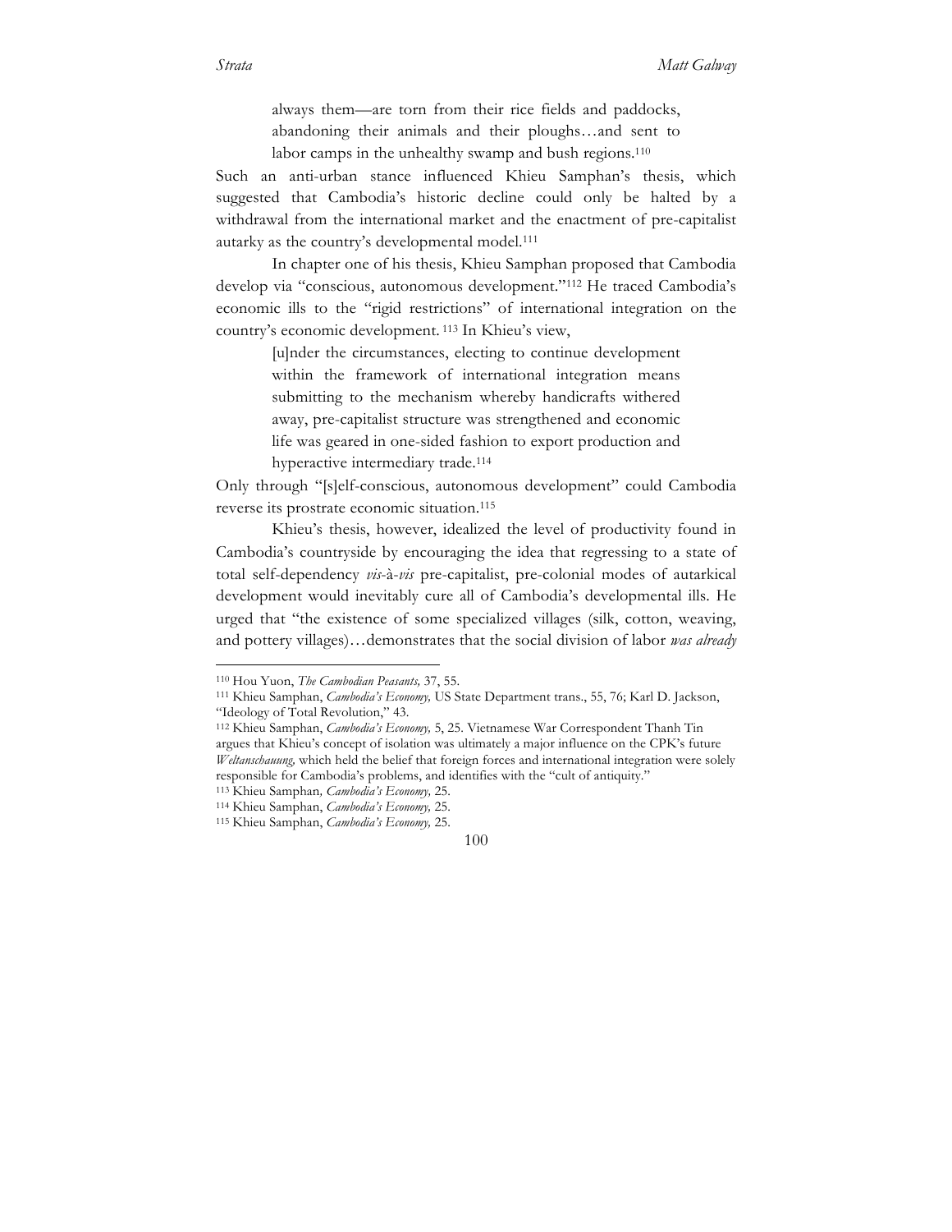> always them—are torn from their rice fields and paddocks, abandoning their animals and their ploughs…and sent to labor camps in the unhealthy swamp and bush regions.[110]

Such an anti-urban stance influenced Khieu Samphan's thesis, which suggested that Cambodia's historic decline could only be halted by a withdrawal from the international market and the enactment of pre-capitalist autarky as the country's developmental model.[111]

In chapter one of his thesis, Khieu Samphan proposed that Cambodia develop via "conscious, autonomous development."[112] He traced Cambodia's economic ills to the "rigid restrictions" of international integration on the country's economic development.[113] In Khieu's view,

> [u]nder the circumstances, electing to continue development within the framework of international integration means submitting to the mechanism whereby handicrafts withered away, pre-capitalist structure was strengthened and economic life was geared in one-sided fashion to export production and hyperactive intermediary trade.[114]

Only through "[s]elf-conscious, autonomous development" could Cambodia reverse its prostrate economic situation.[115]

Khieu's thesis, however, idealized the level of productivity found in Cambodia's countryside by encouraging the idea that regressing to a state of total self-dependency *vis-à-vis* pre-capitalist, pre-colonial modes of autarkical development would inevitably cure all of Cambodia's developmental ills. He urged that "the existence of some specialized villages (silk, cotton, weaving, and pottery villages)…demonstrates that the social division of labor *was already*

---

[110] Hou Yuon, *The Cambodian Peasants,* 37, 55.

[111] Khieu Samphan, *Cambodia's Economy,* US State Department trans., 55, 76; Karl D. Jackson, "Ideology of Total Revolution," 43.

[112] Khieu Samphan, *Cambodia's Economy,* 5, 25. Vietnamese War Correspondent Thanh Tin argues that Khieu's concept of isolation was ultimately a major influence on the CPK's future *Weltanschauung,* which held the belief that foreign forces and international integration were solely responsible for Cambodia's problems, and identifies with the "cult of antiquity."

[113] Khieu Samphan*, Cambodia's Economy,* 25.

[114] Khieu Samphan, *Cambodia's Economy,* 25.

[115] Khieu Samphan, *Cambodia's Economy,* 25.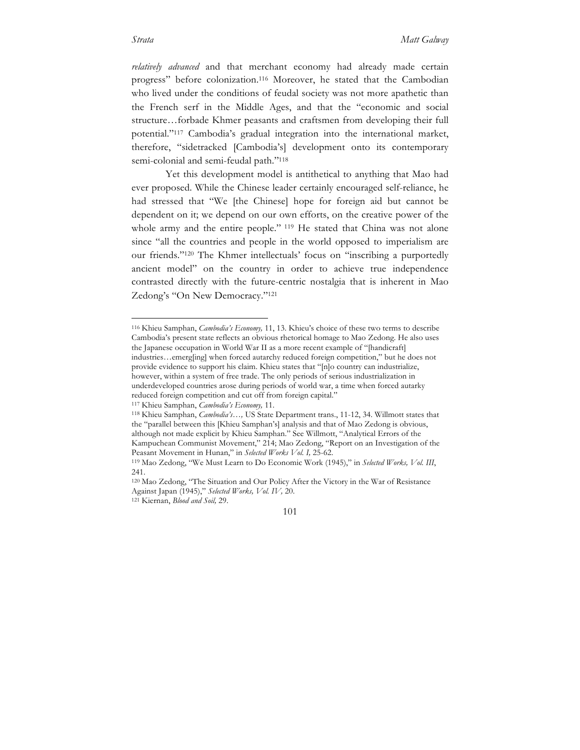*relatively advanced* and that merchant economy had already made certain progress" before colonization.[116] Moreover, he stated that the Cambodian who lived under the conditions of feudal society was not more apathetic than the French serf in the Middle Ages, and that the "economic and social structure…forbade Khmer peasants and craftsmen from developing their full potential."[117] Cambodia's gradual integration into the international market, therefore, "sidetracked [Cambodia's] development onto its contemporary semi-colonial and semi-feudal path."[118]

Yet this development model is antithetical to anything that Mao had ever proposed. While the Chinese leader certainly encouraged self-reliance, he had stressed that "We [the Chinese] hope for foreign aid but cannot be dependent on it; we depend on our own efforts, on the creative power of the whole army and the entire people." [119] He stated that China was not alone since "all the countries and people in the world opposed to imperialism are our friends."[120] The Khmer intellectuals' focus on "inscribing a purportedly ancient model" on the country in order to achieve true independence contrasted directly with the future-centric nostalgia that is inherent in Mao Zedong's "On New Democracy."[121]

---

[116] Khieu Samphan, *Cambodia's Economy,* 11, 13. Khieu's choice of these two terms to describe Cambodia's present state reflects an obvious rhetorical homage to Mao Zedong. He also uses the Japanese occupation in World War II as a more recent example of "[handicraft] industries…emerg[ing] when forced autarchy reduced foreign competition," but he does not provide evidence to support his claim. Khieu states that "[n]o country can industrialize, however, within a system of free trade. The only periods of serious industrialization in underdeveloped countries arose during periods of world war, a time when forced autarky reduced foreign competition and cut off from foreign capital."

[117] Khieu Samphan, *Cambodia's Economy,* 11.

[118] Khieu Samphan, *Cambodia's…,* US State Department trans., 11-12, 34. Willmott states that the "parallel between this [Khieu Samphan's] analysis and that of Mao Zedong is obvious, although not made explicit by Khieu Samphan." See Willmott, "Analytical Errors of the Kampuchean Communist Movement," 214; Mao Zedong, "Report on an Investigation of the Peasant Movement in Hunan," in *Selected Works Vol. I,* 25-62.

[119] Mao Zedong, "We Must Learn to Do Economic Work (1945)," in *Selected Works, Vol. III*, 241.

[120] Mao Zedong, "The Situation and Our Policy After the Victory in the War of Resistance Against Japan (1945)," *Selected Works, Vol. IV,* 20.

[121] Kiernan, *Blood and Soil,* 29.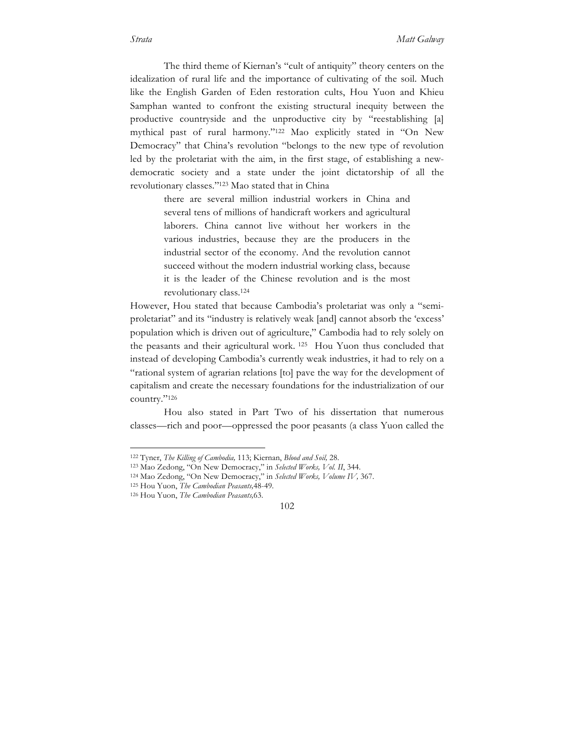The third theme of Kiernan's "cult of antiquity" theory centers on the idealization of rural life and the importance of cultivating of the soil. Much like the English Garden of Eden restoration cults, Hou Yuon and Khieu Samphan wanted to confront the existing structural inequity between the productive countryside and the unproductive city by "reestablishing [a] mythical past of rural harmony."[122] Mao explicitly stated in "On New Democracy" that China's revolution "belongs to the new type of revolution led by the proletariat with the aim, in the first stage, of establishing a new-democratic society and a state under the joint dictatorship of all the revolutionary classes."[123] Mao stated that in China

> there are several million industrial workers in China and several tens of millions of handicraft workers and agricultural laborers. China cannot live without her workers in the various industries, because they are the producers in the industrial sector of the economy. And the revolution cannot succeed without the modern industrial working class, because it is the leader of the Chinese revolution and is the most revolutionary class.[124]

However, Hou stated that because Cambodia's proletariat was only a "semi-proletariat" and its "industry is relatively weak [and] cannot absorb the 'excess' population which is driven out of agriculture," Cambodia had to rely solely on the peasants and their agricultural work. [125] Hou Yuon thus concluded that instead of developing Cambodia's currently weak industries, it had to rely on a "rational system of agrarian relations [to] pave the way for the development of capitalism and create the necessary foundations for the industrialization of our country."[126]

Hou also stated in Part Two of his dissertation that numerous classes—rich and poor—oppressed the poor peasants (a class Yuon called the

---

[122] Tyner, *The Killing of Cambodia,* 113; Kiernan, *Blood and Soil,* 28.

[123] Mao Zedong, "On New Democracy," in *Selected Works, Vol. II*, 344.

[124] Mao Zedong, "On New Democracy," in *Selected Works, Volume IV,* 367.

[125] Hou Yuon, *The Cambodian Peasants,*48-49.

[126] Hou Yuon, *The Cambodian Peasants,*63.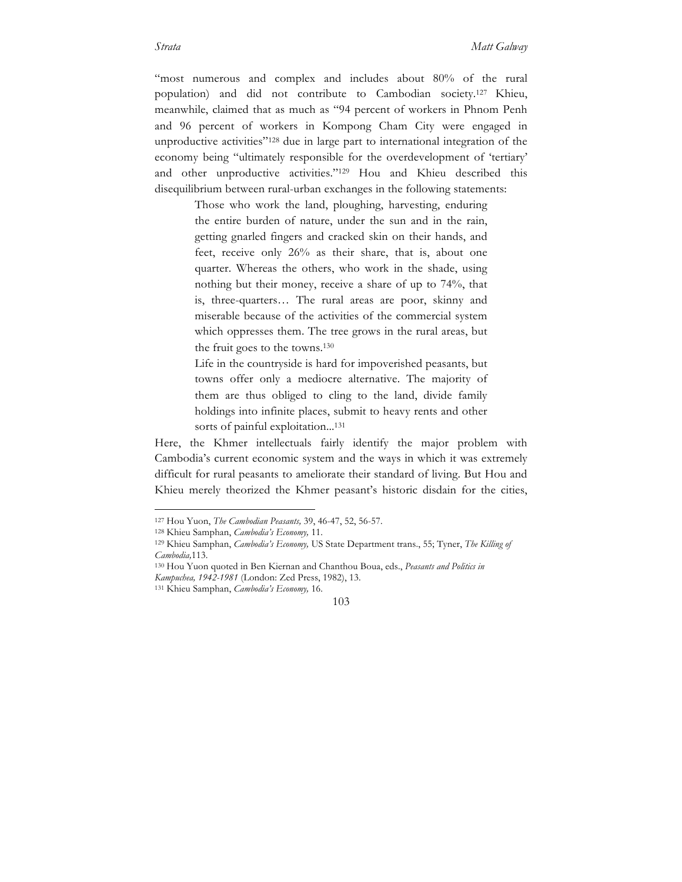"most numerous and complex and includes about 80% of the rural population) and did not contribute to Cambodian society.[127] Khieu, meanwhile, claimed that as much as "94 percent of workers in Phnom Penh and 96 percent of workers in Kompong Cham City were engaged in unproductive activities"[128] due in large part to international integration of the economy being "ultimately responsible for the overdevelopment of 'tertiary' and other unproductive activities."[129] Hou and Khieu described this disequilibrium between rural-urban exchanges in the following statements:

> Those who work the land, ploughing, harvesting, enduring the entire burden of nature, under the sun and in the rain, getting gnarled fingers and cracked skin on their hands, and feet, receive only 26% as their share, that is, about one quarter. Whereas the others, who work in the shade, using nothing but their money, receive a share of up to 74%, that is, three-quarters… The rural areas are poor, skinny and miserable because of the activities of the commercial system which oppresses them. The tree grows in the rural areas, but the fruit goes to the towns.[130]
>
> Life in the countryside is hard for impoverished peasants, but towns offer only a mediocre alternative. The majority of them are thus obliged to cling to the land, divide family holdings into infinite places, submit to heavy rents and other sorts of painful exploitation...[131]

Here, the Khmer intellectuals fairly identify the major problem with Cambodia's current economic system and the ways in which it was extremely difficult for rural peasants to ameliorate their standard of living. But Hou and Khieu merely theorized the Khmer peasant's historic disdain for the cities,

---

[127] Hou Yuon, *The Cambodian Peasants,* 39, 46-47, 52, 56-57.

[128] Khieu Samphan, *Cambodia's Economy,* 11.

[129] Khieu Samphan, *Cambodia's Economy,* US State Department trans., 55; Tyner, *The Killing of Cambodia,*113.

[130] Hou Yuon quoted in Ben Kiernan and Chanthou Boua, eds., *Peasants and Politics in Kampuchea, 1942-1981* (London: Zed Press, 1982), 13.

[131] Khieu Samphan, *Cambodia's Economy,* 16.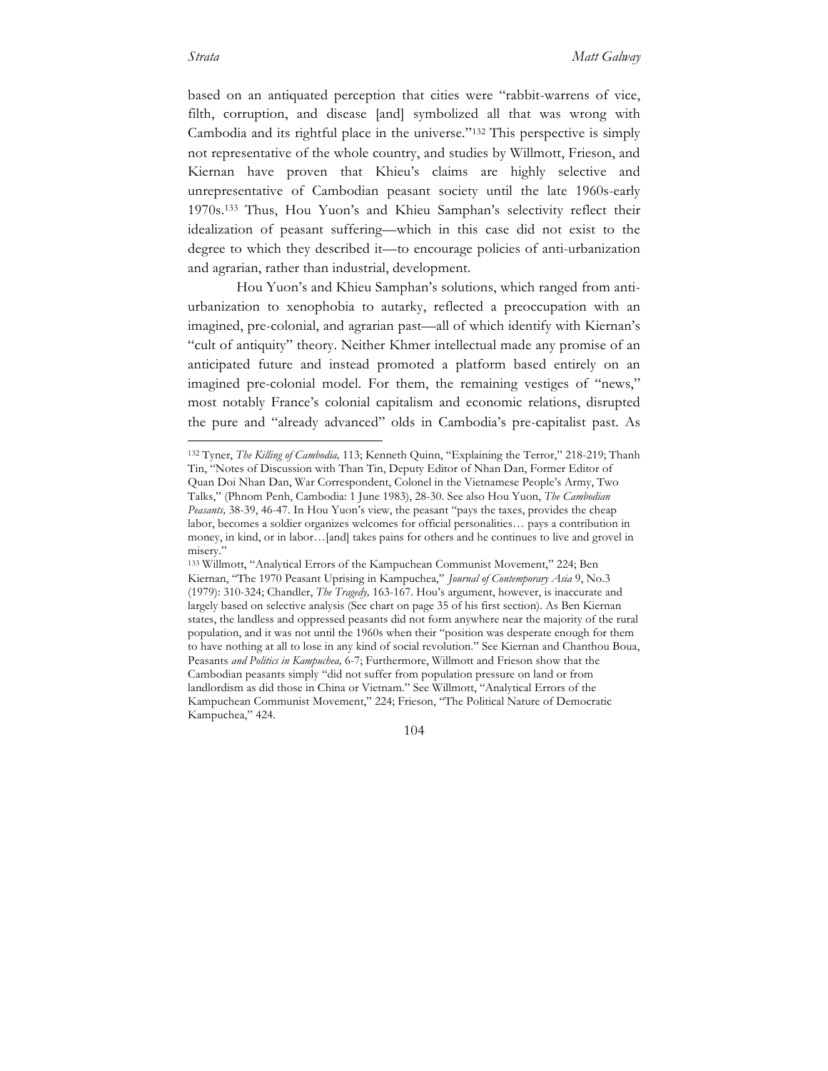based on an antiquated perception that cities were "rabbit-warrens of vice, filth, corruption, and disease [and] symbolized all that was wrong with Cambodia and its rightful place in the universe."[132] This perspective is simply not representative of the whole country, and studies by Willmott, Frieson, and Kiernan have proven that Khieu's claims are highly selective and unrepresentative of Cambodian peasant society until the late 1960s-early 1970s.[133] Thus, Hou Yuon's and Khieu Samphan's selectivity reflect their idealization of peasant suffering—which in this case did not exist to the degree to which they described it—to encourage policies of anti-urbanization and agrarian, rather than industrial, development.

Hou Yuon's and Khieu Samphan's solutions, which ranged from anti-urbanization to xenophobia to autarky, reflected a preoccupation with an imagined, pre-colonial, and agrarian past—all of which identify with Kiernan's "cult of antiquity" theory. Neither Khmer intellectual made any promise of an anticipated future and instead promoted a platform based entirely on an imagined pre-colonial model. For them, the remaining vestiges of "news," most notably France's colonial capitalism and economic relations, disrupted the pure and "already advanced" olds in Cambodia's pre-capitalist past. As

---

[132] Tyner, *The Killing of Cambodia,* 113; Kenneth Quinn, "Explaining the Terror," 218-219; Thanh Tin, "Notes of Discussion with Than Tin, Deputy Editor of Nhan Dan, Former Editor of Quan Doi Nhan Dan, War Correspondent, Colonel in the Vietnamese People's Army, Two Talks," (Phnom Penh, Cambodia: 1 June 1983), 28-30. See also Hou Yuon, *The Cambodian Peasants,* 38-39, 46-47. In Hou Yuon's view, the peasant "pays the taxes, provides the cheap labor, becomes a soldier organizes welcomes for official personalities… pays a contribution in money, in kind, or in labor…[and] takes pains for others and he continues to live and grovel in misery."

[133] Willmott, "Analytical Errors of the Kampuchean Communist Movement," 224; Ben Kiernan, "The 1970 Peasant Uprising in Kampuchea," *Journal of Contemporary Asia* 9, No.3 (1979): 310-324; Chandler, *The Tragedy,* 163-167. Hou's argument, however, is inaccurate and largely based on selective analysis (See chart on page 35 of his first section). As Ben Kiernan states, the landless and oppressed peasants did not form anywhere near the majority of the rural population, and it was not until the 1960s when their "position was desperate enough for them to have nothing at all to lose in any kind of social revolution." See Kiernan and Chanthou Boua, Peasants *and Politics in Kampuchea,* 6-7; Furthermore, Willmott and Frieson show that the Cambodian peasants simply "did not suffer from population pressure on land or from landlordism as did those in China or Vietnam." See Willmott, "Analytical Errors of the Kampuchean Communist Movement," 224; Frieson, "The Political Nature of Democratic Kampuchea," 424.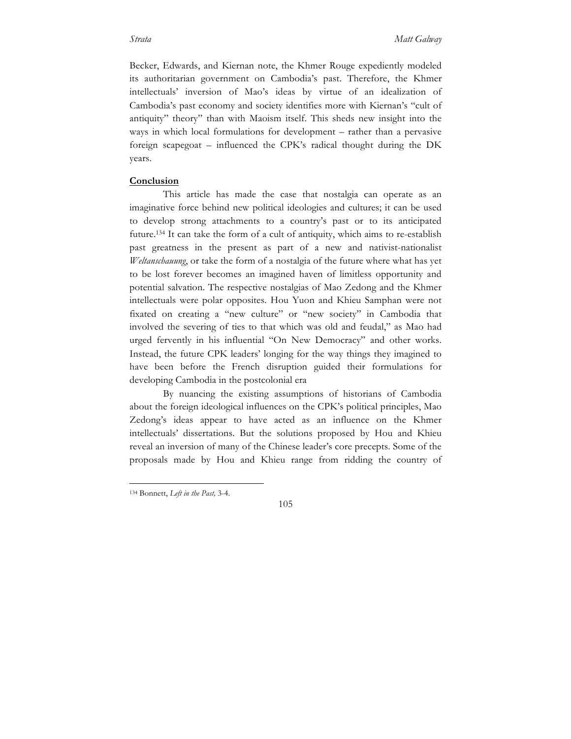Becker, Edwards, and Kiernan note, the Khmer Rouge expediently modeled its authoritarian government on Cambodia's past. Therefore, the Khmer intellectuals' inversion of Mao's ideas by virtue of an idealization of Cambodia's past economy and society identifies more with Kiernan's "cult of antiquity" theory" than with Maoism itself. This sheds new insight into the ways in which local formulations for development – rather than a pervasive foreign scapegoat – influenced the CPK's radical thought during the DK years.

**Conclusion**

This article has made the case that nostalgia can operate as an imaginative force behind new political ideologies and cultures; it can be used to develop strong attachments to a country's past or to its anticipated future.[134] It can take the form of a cult of antiquity, which aims to re-establish past greatness in the present as part of a new and nativist-nationalist *Weltanschauung*, or take the form of a nostalgia of the future where what has yet to be lost forever becomes an imagined haven of limitless opportunity and potential salvation. The respective nostalgias of Mao Zedong and the Khmer intellectuals were polar opposites. Hou Yuon and Khieu Samphan were not fixated on creating a "new culture" or "new society" in Cambodia that involved the severing of ties to that which was old and feudal," as Mao had urged fervently in his influential "On New Democracy" and other works. Instead, the future CPK leaders' longing for the way things they imagined to have been before the French disruption guided their formulations for developing Cambodia in the postcolonial era

By nuancing the existing assumptions of historians of Cambodia about the foreign ideological influences on the CPK's political principles, Mao Zedong's ideas appear to have acted as an influence on the Khmer intellectuals' dissertations. But the solutions proposed by Hou and Khieu reveal an inversion of many of the Chinese leader's core precepts. Some of the proposals made by Hou and Khieu range from ridding the country of

[134] Bonnett, *Left in the Past,* 3-4.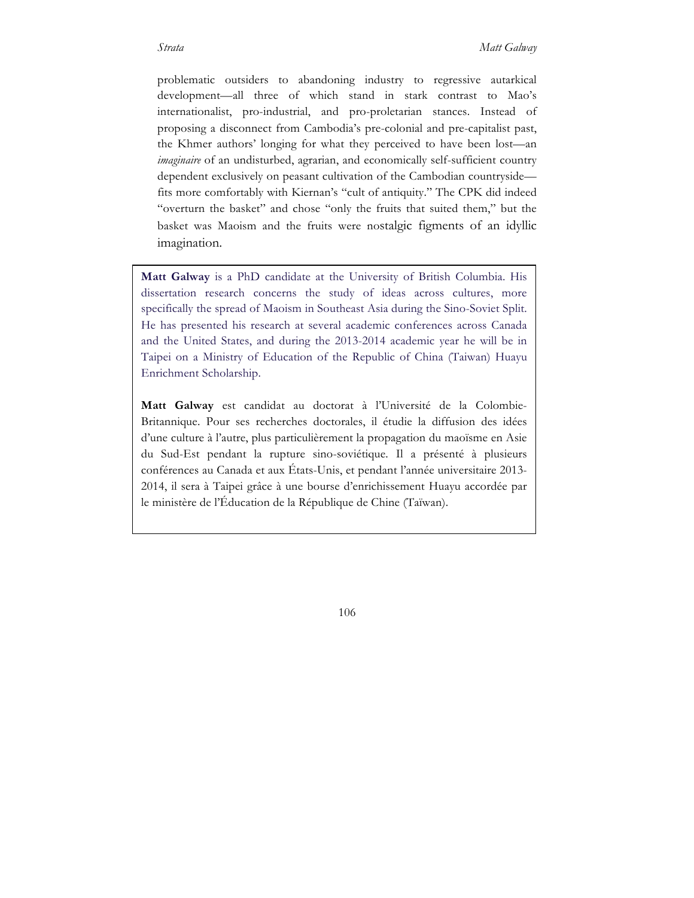problematic outsiders to abandoning industry to regressive autarkical development—all three of which stand in stark contrast to Mao's internationalist, pro-industrial, and pro-proletarian stances. Instead of proposing a disconnect from Cambodia's pre-colonial and pre-capitalist past, the Khmer authors' longing for what they perceived to have been lost—an *imaginaire* of an undisturbed, agrarian, and economically self-sufficient country dependent exclusively on peasant cultivation of the Cambodian countryside—fits more comfortably with Kiernan's "cult of antiquity." The CPK did indeed "overturn the basket" and chose "only the fruits that suited them," but the basket was Maoism and the fruits were nostalgic figments of an idyllic imagination.

**Matt Galway** is a PhD candidate at the University of British Columbia. His dissertation research concerns the study of ideas across cultures, more specifically the spread of Maoism in Southeast Asia during the Sino-Soviet Split. He has presented his research at several academic conferences across Canada and the United States, and during the 2013-2014 academic year he will be in Taipei on a Ministry of Education of the Republic of China (Taiwan) Huayu Enrichment Scholarship.

**Matt Galway** est candidat au doctorat à l'Université de la Colombie-Britannique. Pour ses recherches doctorales, il étudie la diffusion des idées d'une culture à l'autre, plus particulièrement la propagation du maoïsme en Asie du Sud-Est pendant la rupture sino-soviétique. Il a présenté à plusieurs conférences au Canada et aux États-Unis, et pendant l'année universitaire 2013-2014, il sera à Taipei grâce à une bourse d'enrichissement Huayu accordée par le ministère de l'Éducation de la République de Chine (Taïwan).